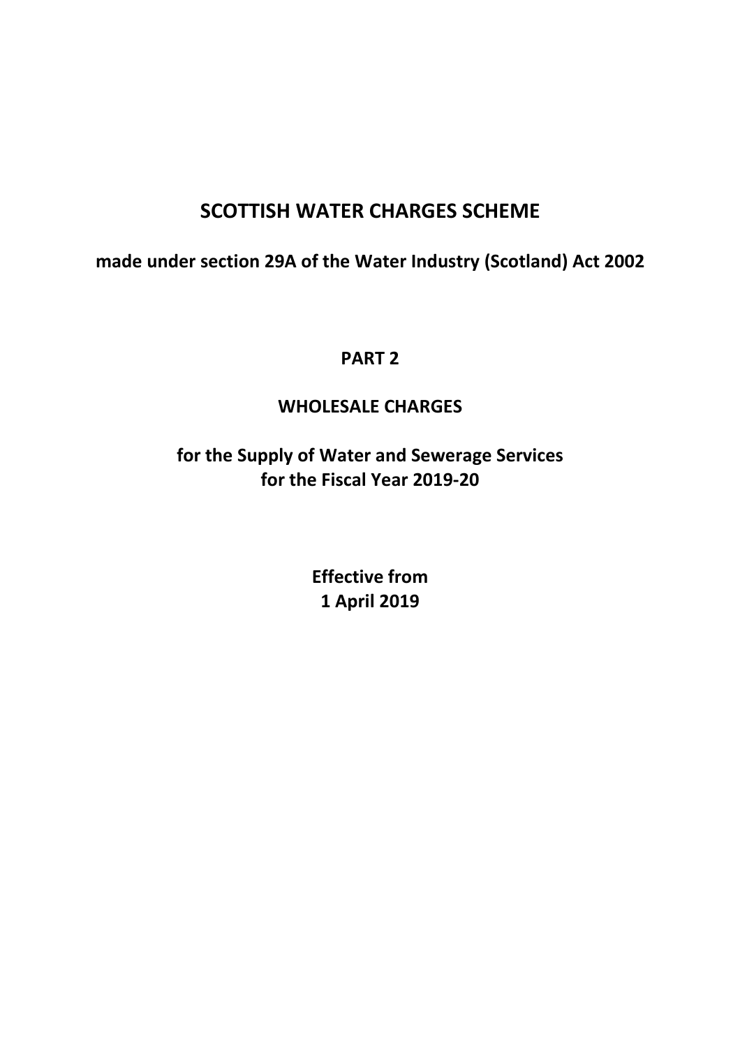# SCOTTISH WATER CHARGES SCHEME

## made under section 29A of the Water Industry (Scotland) Act 2002

## PART 2

## WHOLESALE CHARGES

## for the Supply of Water and Sewerage Services for the Fiscal Year 2019-20

**Effective from 1 April 2019**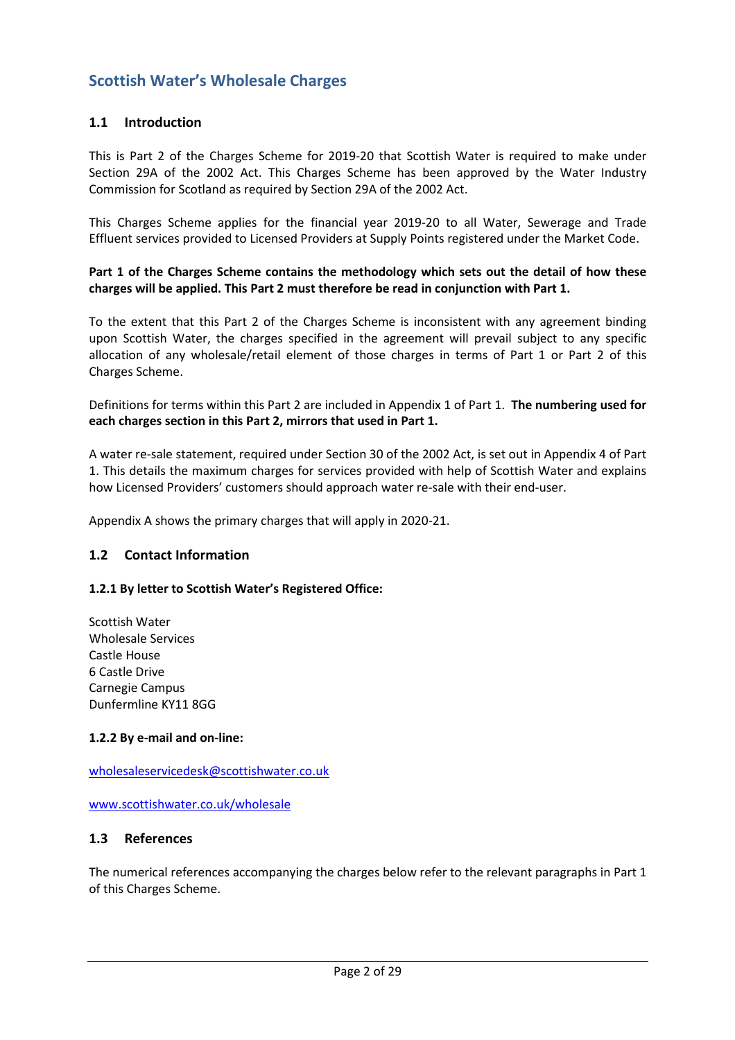# Scottish Water's Wholesale Charges

## 1.1 Introduction

This is Part 2 of the Charges Scheme for 2019-20 that Scottish Water is required to make under Section 29A of the 2002 Act. This Charges Scheme has been approved by the Water Industry Commission for Scotland as required by Section 29A of the 2002 Act.

This Charges Scheme applies for the financial year 2019-20 to all Water, Sewerage and Trade Effluent services provided to Licensed Providers at Supply Points registered under the Market Code.

**Part 1 of the Charges Scheme contains the methodology which sets out the detail of how these charges will be applied. This Part 2 must therefore be read in conjunction with Part 1.**

To the extent that this Part 2 of the Charges Scheme is inconsistent with any agreement binding upon Scottish Water, the charges specified in the agreement will prevail subject to any specific allocation of any wholesale/retail element of those charges in terms of Part 1 or Part 2 of this Charges Scheme.

Definitions for terms within this Part 2 are included in Appendix 1 of Part 1. **The numbering used for each charges section in this Part 2, mirrors that used in Part 1.**

A water re-sale statement, required under Section 30 of the 2002 Act, is set out in Appendix 4 of Part 1. This details the maximum charges for services provided with help of Scottish Water and explains how Licensed Providers' customers should approach water re-sale with their end-user.

Appendix A shows the primary charges that will apply in 2020-21.

## 1.2 Contact Information

### 1.2.1 By letter to Scottish Water's Registered Office:

Scottish Water  
Wholesale Services  
Castle House  
6 Castle Drive  
Carnegie Campus  
Dunfermline KY11 8GG

### 1.2.2 By e-mail and on-line:

wholesaleservicedesk@scottishwater.co.uk

www.scottishwater.co.uk/wholesale

## 1.3 References

The numerical references accompanying the charges below refer to the relevant paragraphs in Part 1 of this Charges Scheme.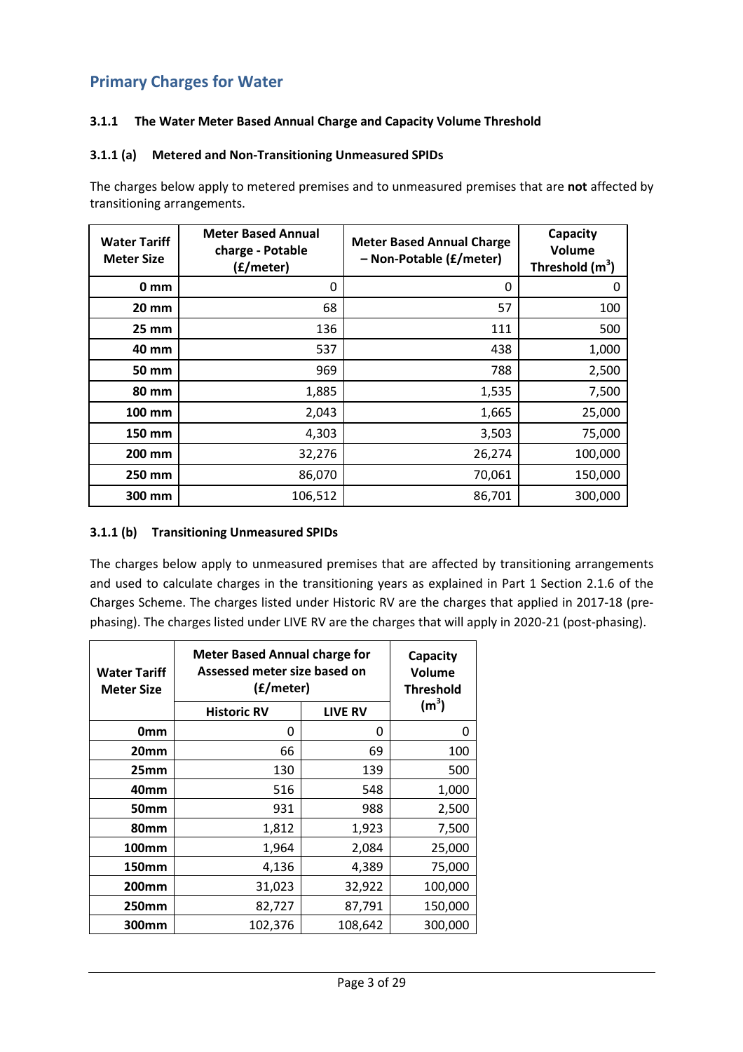## Primary Charges for Water

### 3.1.1 The Water Meter Based Annual Charge and Capacity Volume Threshold

#### 3.1.1 (a) Metered and Non-Transitioning Unmeasured SPIDs

The charges below apply to metered premises and to unmeasured premises that are **not** affected by transitioning arrangements.

| Water Tariff Meter Size | Meter Based Annual charge - Potable (£/meter) | Meter Based Annual Charge – Non-Potable (£/meter) | Capacity Volume Threshold ($m^3$) |
|---|---|---|---|
| 0 mm | 0 | 0 | 0 |
| 20 mm | 68 | 57 | 100 |
| 25 mm | 136 | 111 | 500 |
| 40 mm | 537 | 438 | 1,000 |
| 50 mm | 969 | 788 | 2,500 |
| 80 mm | 1,885 | 1,535 | 7,500 |
| 100 mm | 2,043 | 1,665 | 25,000 |
| 150 mm | 4,303 | 3,503 | 75,000 |
| 200 mm | 32,276 | 26,274 | 100,000 |
| 250 mm | 86,070 | 70,061 | 150,000 |
| 300 mm | 106,512 | 86,701 | 300,000 |

#### 3.1.1 (b) Transitioning Unmeasured SPIDs

The charges below apply to unmeasured premises that are affected by transitioning arrangements and used to calculate charges in the transitioning years as explained in Part 1 Section 2.1.6 of the Charges Scheme. The charges listed under Historic RV are the charges that applied in 2017-18 (pre-phasing). The charges listed under LIVE RV are the charges that will apply in 2020-21 (post-phasing).

| Water Tariff Meter Size | Meter Based Annual charge for Assessed meter size based on (£/meter) | | Capacity Volume Threshold ($m^3$) |
|---|---|---|---|
| | Historic RV | LIVE RV | |
| 0mm | 0 | 0 | 0 |
| 20mm | 66 | 69 | 100 |
| 25mm | 130 | 139 | 500 |
| 40mm | 516 | 548 | 1,000 |
| 50mm | 931 | 988 | 2,500 |
| 80mm | 1,812 | 1,923 | 7,500 |
| 100mm | 1,964 | 2,084 | 25,000 |
| 150mm | 4,136 | 4,389 | 75,000 |
| 200mm | 31,023 | 32,922 | 100,000 |
| 250mm | 82,727 | 87,791 | 150,000 |
| 300mm | 102,376 | 108,642 | 300,000 |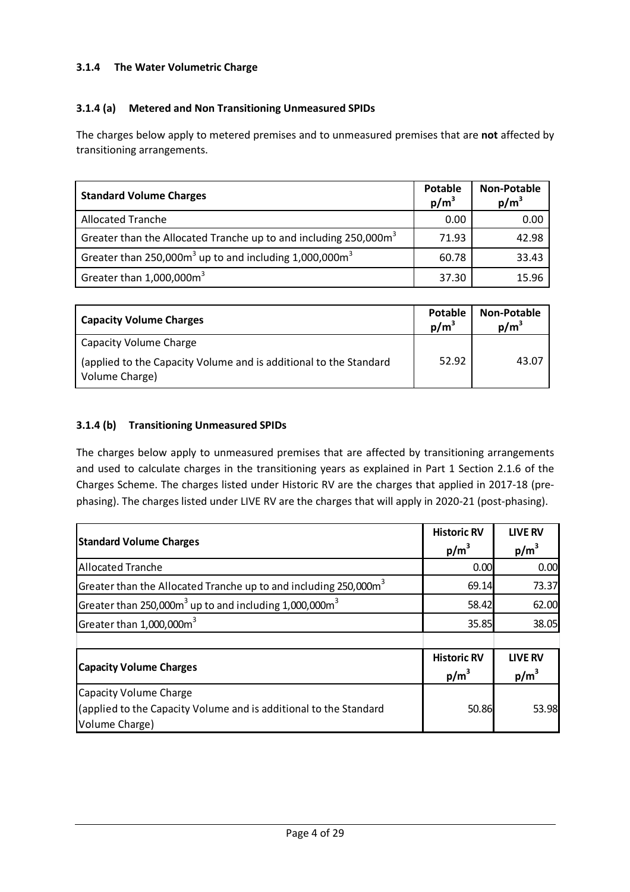### 3.1.4 The Water Volumetric Charge

### 3.1.4 (a) Metered and Non Transitioning Unmeasured SPIDs

The charges below apply to metered premises and to unmeasured premises that are **not** affected by transitioning arrangements.

| Standard Volume Charges | Potable $p/m^3$ | Non-Potable $p/m^3$ |
|---|---|---|
| Allocated Tranche | 0.00 | 0.00 |
| Greater than the Allocated Tranche up to and including 250,000$m^3$ | 71.93 | 42.98 |
| Greater than 250,000$m^3$ up to and including 1,000,000$m^3$ | 60.78 | 33.43 |
| Greater than 1,000,000$m^3$ | 37.30 | 15.96 |

| Capacity Volume Charges | Potable $p/m^3$ | Non-Potable $p/m^3$ |
|---|---|---|
| Capacity Volume Charge<br>(applied to the Capacity Volume and is additional to the Standard Volume Charge) | 52.92 | 43.07 |

### 3.1.4 (b) Transitioning Unmeasured SPIDs

The charges below apply to unmeasured premises that are affected by transitioning arrangements and used to calculate charges in the transitioning years as explained in Part 1 Section 2.1.6 of the Charges Scheme. The charges listed under Historic RV are the charges that applied in 2017-18 (pre-phasing). The charges listed under LIVE RV are the charges that will apply in 2020-21 (post-phasing).

| Standard Volume Charges | Historic RV $p/m^3$ | LIVE RV $p/m^3$ |
|---|---|---|
| Allocated Tranche | 0.00 | 0.00 |
| Greater than the Allocated Tranche up to and including 250,000$m^3$ | 69.14 | 73.37 |
| Greater than 250,000$m^3$ up to and including 1,000,000$m^3$ | 58.42 | 62.00 |
| Greater than 1,000,000$m^3$ | 35.85 | 38.05 |

| Capacity Volume Charges | Historic RV $p/m^3$ | LIVE RV $p/m^3$ |
|---|---|---|
| Capacity Volume Charge<br>(applied to the Capacity Volume and is additional to the Standard Volume Charge) | 50.86 | 53.98 |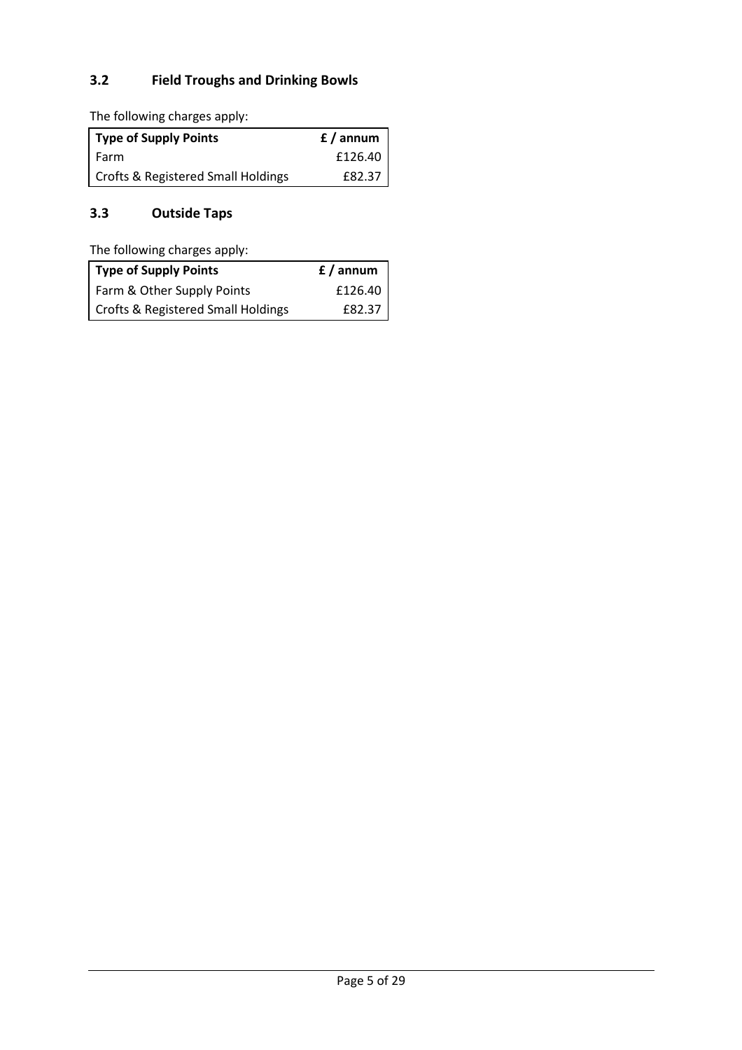### 3.2 Field Troughs and Drinking Bowls

The following charges apply:

| Type of Supply Points | £ / annum |
|---|---|
| Farm | £126.40 |
| Crofts & Registered Small Holdings | £82.37 |

### 3.3 Outside Taps

The following charges apply:

| Type of Supply Points | £ / annum |
|---|---|
| Farm & Other Supply Points | £126.40 |
| Crofts & Registered Small Holdings | £82.37 |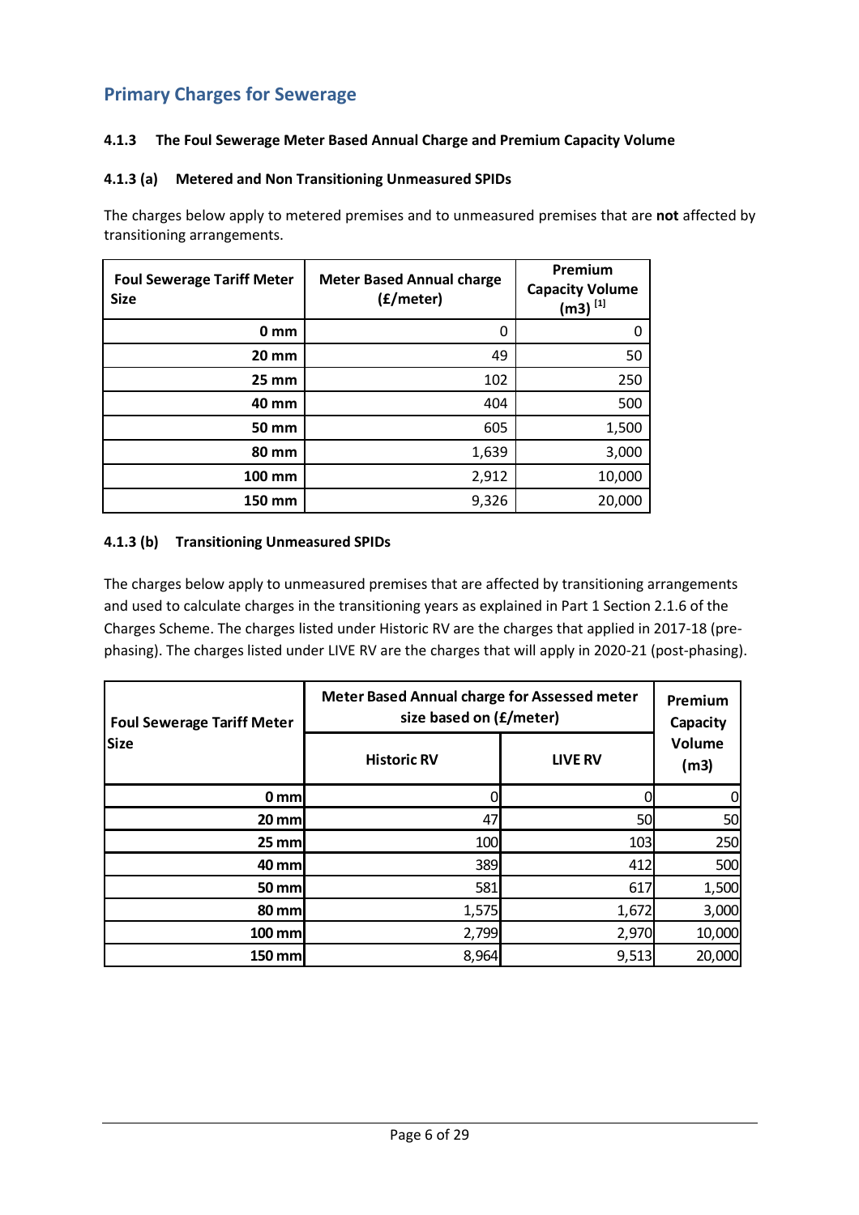## Primary Charges for Sewerage

### 4.1.3 The Foul Sewerage Meter Based Annual Charge and Premium Capacity Volume

#### 4.1.3 (a) Metered and Non Transitioning Unmeasured SPIDs

The charges below apply to metered premises and to unmeasured premises that are **not** affected by transitioning arrangements.

| Foul Sewerage Tariff Meter Size | Meter Based Annual charge (£/meter) | Premium Capacity Volume (m3) [1] |
|---|---|---|
| 0 mm | 0 | 0 |
| 20 mm | 49 | 50 |
| 25 mm | 102 | 250 |
| 40 mm | 404 | 500 |
| 50 mm | 605 | 1,500 |
| 80 mm | 1,639 | 3,000 |
| 100 mm | 2,912 | 10,000 |
| 150 mm | 9,326 | 20,000 |

#### 4.1.3 (b) Transitioning Unmeasured SPIDs

The charges below apply to unmeasured premises that are affected by transitioning arrangements and used to calculate charges in the transitioning years as explained in Part 1 Section 2.1.6 of the Charges Scheme. The charges listed under Historic RV are the charges that applied in 2017-18 (pre-phasing). The charges listed under LIVE RV are the charges that will apply in 2020-21 (post-phasing).

| Foul Sewerage Tariff Meter Size | Meter Based Annual charge for Assessed meter size based on (£/meter) | | Premium Capacity Volume (m3) |
|---|---|---|---|
| | Historic RV | LIVE RV | |
| 0 mm | 0 | 0 | 0 |
| 20 mm | 47 | 50 | 50 |
| 25 mm | 100 | 103 | 250 |
| 40 mm | 389 | 412 | 500 |
| 50 mm | 581 | 617 | 1,500 |
| 80 mm | 1,575 | 1,672 | 3,000 |
| 100 mm | 2,799 | 2,970 | 10,000 |
| 150 mm | 8,964 | 9,513 | 20,000 |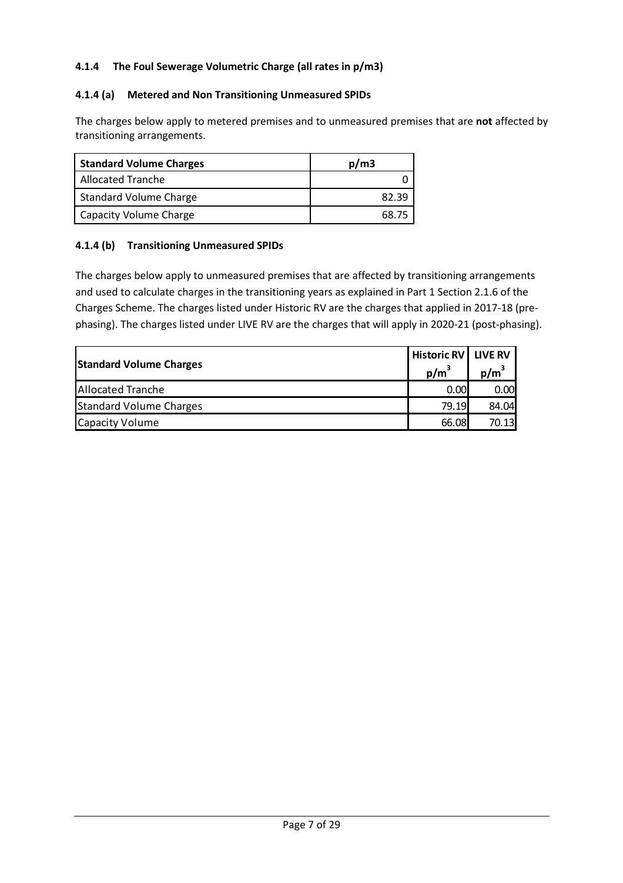#### 4.1.4 The Foul Sewerage Volumetric Charge (all rates in p/m3)

#### 4.1.4 (a) Metered and Non Transitioning Unmeasured SPIDs

The charges below apply to metered premises and to unmeasured premises that are **not** affected by transitioning arrangements.

| Standard Volume Charges | p/m3 |
|---|---|
| Allocated Tranche | 0 |
| Standard Volume Charge | 82.39 |
| Capacity Volume Charge | 68.75 |

#### 4.1.4 (b) Transitioning Unmeasured SPIDs

The charges below apply to unmeasured premises that are affected by transitioning arrangements and used to calculate charges in the transitioning years as explained in Part 1 Section 2.1.6 of the Charges Scheme. The charges listed under Historic RV are the charges that applied in 2017-18 (pre-phasing). The charges listed under LIVE RV are the charges that will apply in 2020-21 (post-phasing).

| Standard Volume Charges | Historic RV $p/m^3$ | LIVE RV $p/m^3$ |
|---|---|---|
| Allocated Tranche | 0.00 | 0.00 |
| Standard Volume Charges | 79.19 | 84.04 |
| Capacity Volume | 66.08 | 70.13 |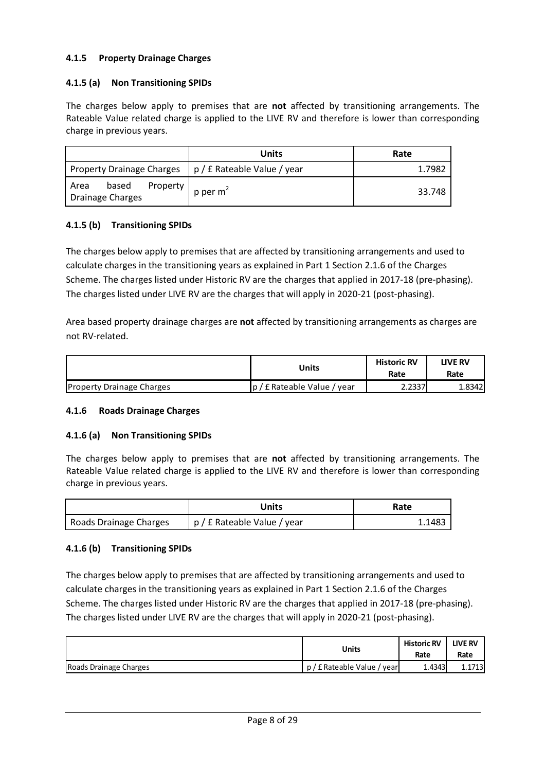#### 4.1.5 Property Drainage Charges

#### 4.1.5 (a) Non Transitioning SPIDs

The charges below apply to premises that are **not** affected by transitioning arrangements. The Rateable Value related charge is applied to the LIVE RV and therefore is lower than corresponding charge in previous years.

| | Units | Rate |
|---|---|---|
| Property Drainage Charges | p / £ Rateable Value / year | 1.7982 |
| Area based Property Drainage Charges | p per $m^2$ | 33.748 |

#### 4.1.5 (b) Transitioning SPIDs

The charges below apply to premises that are affected by transitioning arrangements and used to calculate charges in the transitioning years as explained in Part 1 Section 2.1.6 of the Charges Scheme. The charges listed under Historic RV are the charges that applied in 2017-18 (pre-phasing). The charges listed under LIVE RV are the charges that will apply in 2020-21 (post-phasing).

Area based property drainage charges are **not** affected by transitioning arrangements as charges are not RV-related.

| | Units | Historic RV Rate | LIVE RV Rate |
|---|---|---|---|
| Property Drainage Charges | p / £ Rateable Value / year | 2.2337 | 1.8342 |

#### 4.1.6 Roads Drainage Charges

#### 4.1.6 (a) Non Transitioning SPIDs

The charges below apply to premises that are **not** affected by transitioning arrangements. The Rateable Value related charge is applied to the LIVE RV and therefore is lower than corresponding charge in previous years.

| | Units | Rate |
|---|---|---|
| Roads Drainage Charges | p / £ Rateable Value / year | 1.1483 |

#### 4.1.6 (b) Transitioning SPIDs

The charges below apply to premises that are affected by transitioning arrangements and used to calculate charges in the transitioning years as explained in Part 1 Section 2.1.6 of the Charges Scheme. The charges listed under Historic RV are the charges that applied in 2017-18 (pre-phasing). The charges listed under LIVE RV are the charges that will apply in 2020-21 (post-phasing).

| | Units | Historic RV Rate | LIVE RV Rate |
|---|---|---|---|
| Roads Drainage Charges | p / £ Rateable Value / year | 1.4343 | 1.1713 |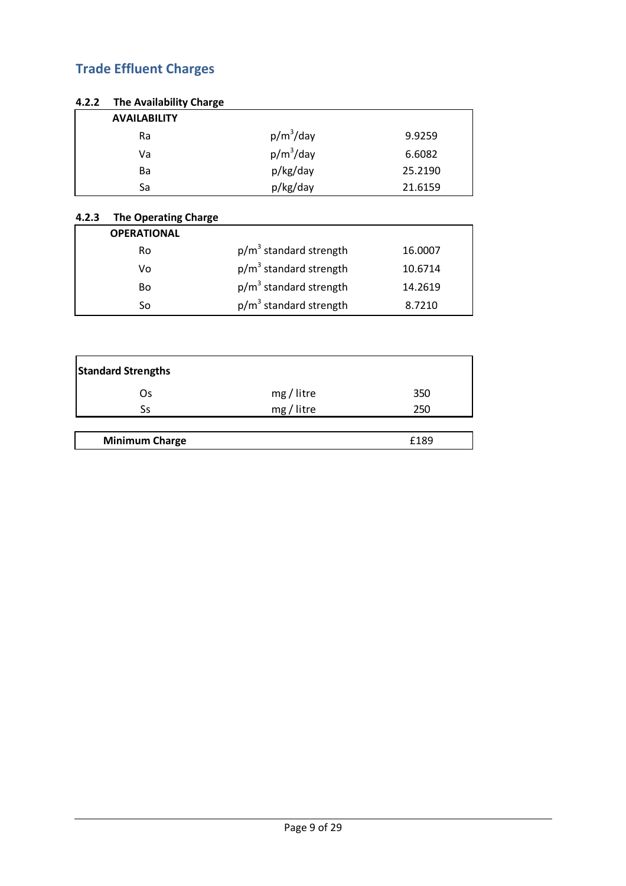## Trade Effluent Charges

### 4.2.2 The Availability Charge

| AVAILABILITY | | |
|---|---|---|
| Ra | p/m$^3$/day | 9.9259 |
| Va | p/m$^3$/day | 6.6082 |
| Ba | p/kg/day | 25.2190 |
| Sa | p/kg/day | 21.6159 |

### 4.2.3 The Operating Charge

| OPERATIONAL | | |
|---|---|---|
| Ro | p/m$^3$ standard strength | 16.0007 |
| Vo | p/m$^3$ standard strength | 10.6714 |
| Bo | p/m$^3$ standard strength | 14.2619 |
| So | p/m$^3$ standard strength | 8.7210 |

| Standard Strengths | | |
|---|---|---|
| Os | mg / litre | 350 |
| Ss | mg / litre | 250 |

| Minimum Charge | £189 |
|---|---|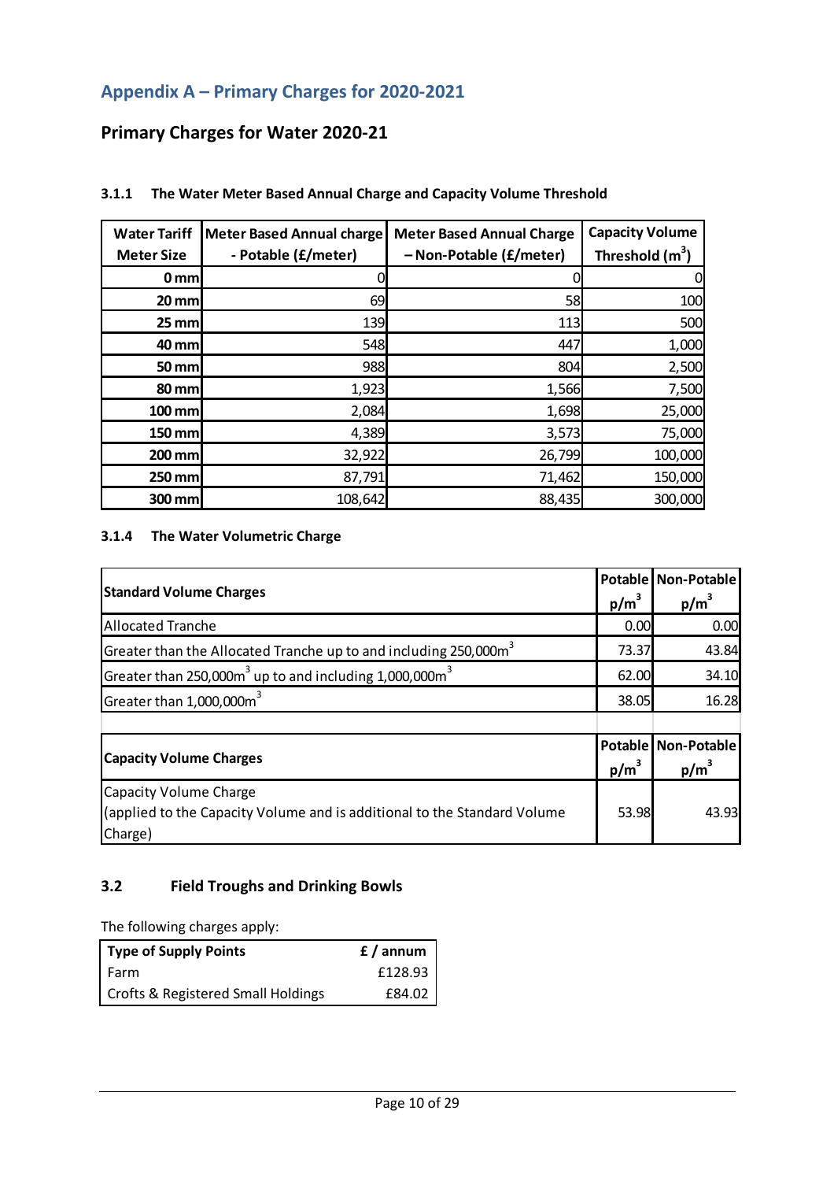## Appendix A – Primary Charges for 2020-2021

### Primary Charges for Water 2020-21

#### 3.1.1 The Water Meter Based Annual Charge and Capacity Volume Threshold

| Water Tariff Meter Size | Meter Based Annual charge - Potable (£/meter) | Meter Based Annual Charge – Non-Potable (£/meter) | Capacity Volume Threshold ($m^3$) |
|---|---|---|---|
| 0 mm | 0 | 0 | 0 |
| 20 mm | 69 | 58 | 100 |
| 25 mm | 139 | 113 | 500 |
| 40 mm | 548 | 447 | 1,000 |
| 50 mm | 988 | 804 | 2,500 |
| 80 mm | 1,923 | 1,566 | 7,500 |
| 100 mm | 2,084 | 1,698 | 25,000 |
| 150 mm | 4,389 | 3,573 | 75,000 |
| 200 mm | 32,922 | 26,799 | 100,000 |
| 250 mm | 87,791 | 71,462 | 150,000 |
| 300 mm | 108,642 | 88,435 | 300,000 |

#### 3.1.4 The Water Volumetric Charge

| Standard Volume Charges | Potable $p/m^3$ | Non-Potable $p/m^3$ |
|---|---|---|
| Allocated Tranche | 0.00 | 0.00 |
| Greater than the Allocated Tranche up to and including 250,000$m^3$ | 73.37 | 43.84 |
| Greater than 250,000$m^3$ up to and including 1,000,000$m^3$ | 62.00 | 34.10 |
| Greater than 1,000,000$m^3$ | 38.05 | 16.28 |

| Capacity Volume Charges | Potable $p/m^3$ | Non-Potable $p/m^3$ |
|---|---|---|
| Capacity Volume Charge (applied to the Capacity Volume and is additional to the Standard Volume Charge) | 53.98 | 43.93 |

### 3.2 Field Troughs and Drinking Bowls

The following charges apply:

| Type of Supply Points | £ / annum |
|---|---|
| Farm | £128.93 |
| Crofts & Registered Small Holdings | £84.02 |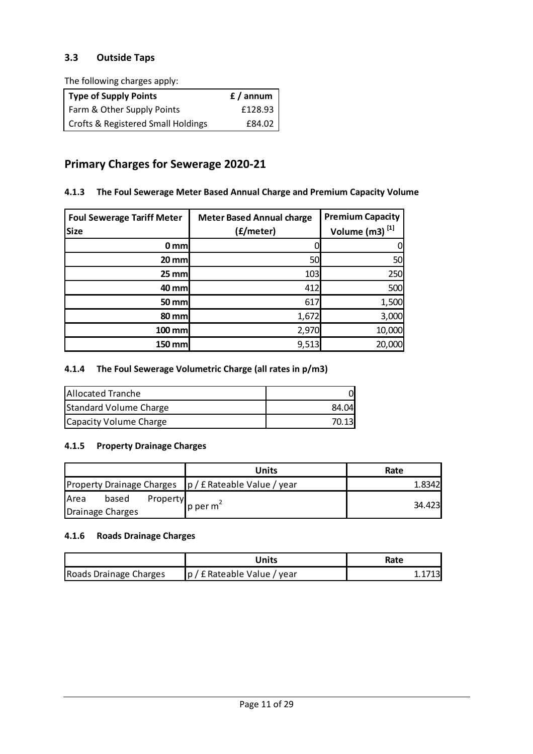### 3.3 Outside Taps

The following charges apply:

| Type of Supply Points | £ / annum |
|---|---|
| Farm & Other Supply Points | £128.93 |
| Crofts & Registered Small Holdings | £84.02 |

## Primary Charges for Sewerage 2020-21

### 4.1.3 The Foul Sewerage Meter Based Annual Charge and Premium Capacity Volume

| Foul Sewerage Tariff Meter Size | Meter Based Annual charge (£/meter) | Premium Capacity Volume (m3) [1] |
|---|---|---|
| 0 mm | 0 | 0 |
| 20 mm | 50 | 50 |
| 25 mm | 103 | 250 |
| 40 mm | 412 | 500 |
| 50 mm | 617 | 1,500 |
| 80 mm | 1,672 | 3,000 |
| 100 mm | 2,970 | 10,000 |
| 150 mm | 9,513 | 20,000 |

### 4.1.4 The Foul Sewerage Volumetric Charge (all rates in p/m3)

| | |
|---|---|
| Allocated Tranche | 0 |
| Standard Volume Charge | 84.04 |
| Capacity Volume Charge | 70.13 |

### 4.1.5 Property Drainage Charges

| | Units | Rate |
|---|---|---|
| Property Drainage Charges | p / £ Rateable Value / year | 1.8342 |
| Area based Property Drainage Charges | p per $m^2$ | 34.423 |

### 4.1.6 Roads Drainage Charges

| | Units | Rate |
|---|---|---|
| Roads Drainage Charges | p / £ Rateable Value / year | 1.1713 |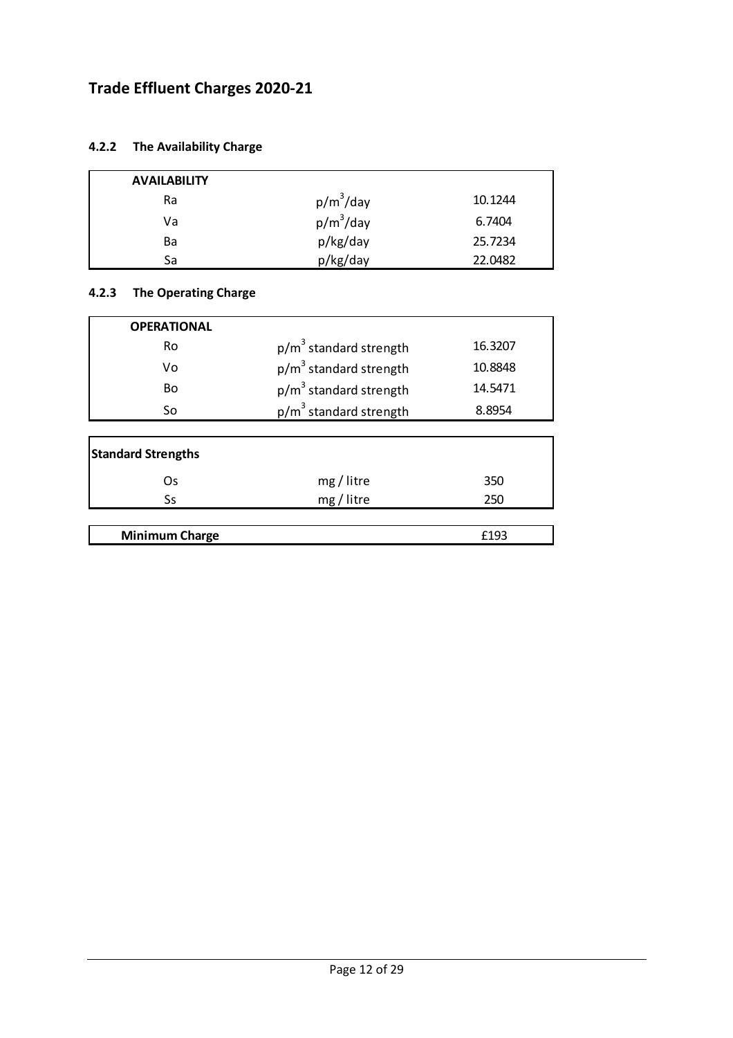# Trade Effluent Charges 2020-21

### 4.2.2 The Availability Charge

| AVAILABILITY | | |
|---|---|---|
| Ra | $p/m^3/day$ | 10.1244 |
| Va | $p/m^3/day$ | 6.7404 |
| Ba | p/kg/day | 25.7234 |
| Sa | p/kg/day | 22.0482 |

### 4.2.3 The Operating Charge

| OPERATIONAL | | |
|---|---|---|
| Ro | $p/m^3$ standard strength | 16.3207 |
| Vo | $p/m^3$ standard strength | 10.8848 |
| Bo | $p/m^3$ standard strength | 14.5471 |
| So | $p/m^3$ standard strength | 8.8954 |

| Standard Strengths | | |
|---|---|---|
| Os | mg / litre | 350 |
| Ss | mg / litre | 250 |

| Minimum Charge | | £193 |
|---|---|---|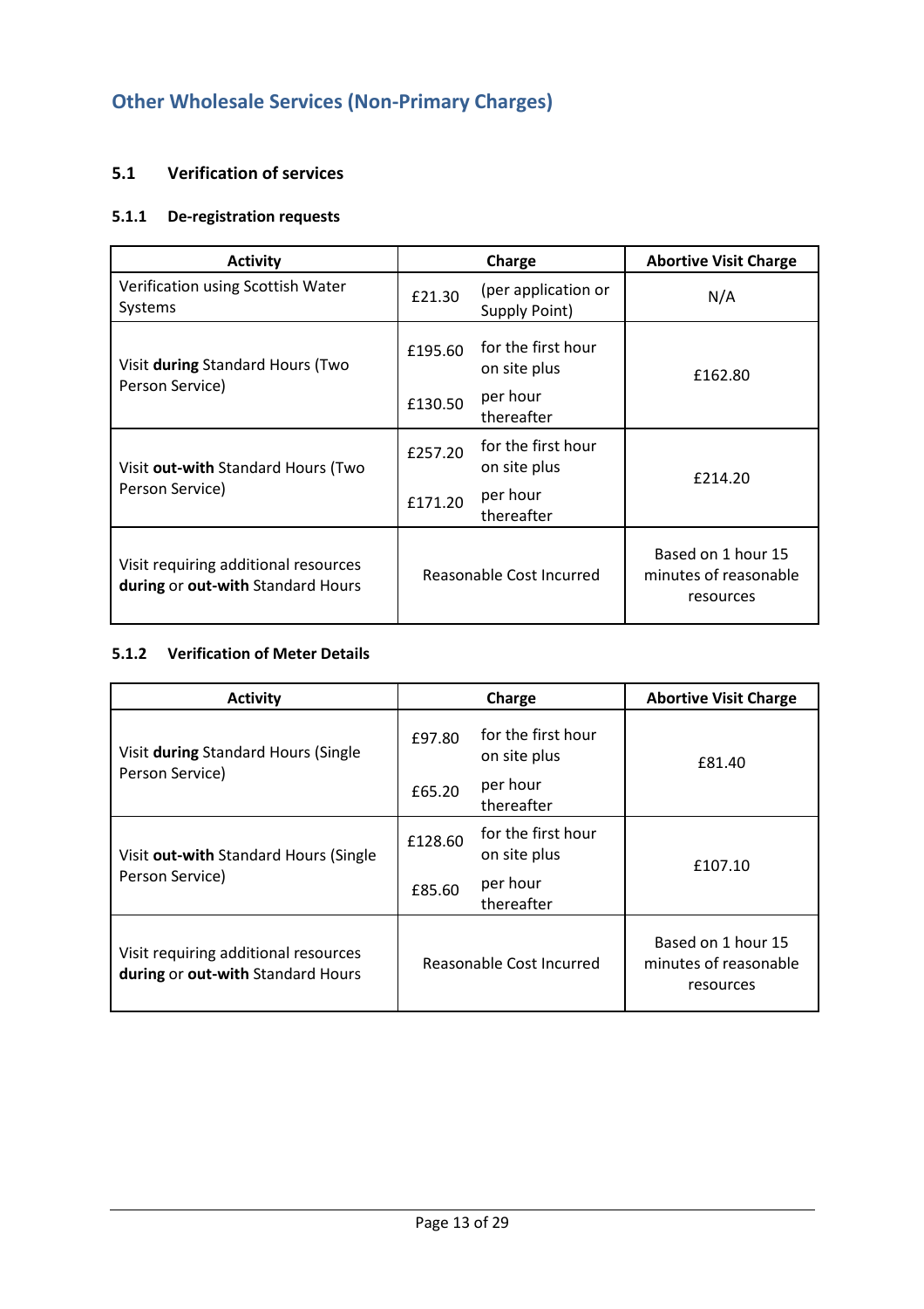## Other Wholesale Services (Non-Primary Charges)

### 5.1 Verification of services

#### 5.1.1 De-registration requests

| Activity | Charge | | Abortive Visit Charge |
|---|---|---|---|
| Verification using Scottish Water Systems | £21.30 | (per application or Supply Point) | N/A |
| Visit **during** Standard Hours (Two Person Service) | £195.60<br>£130.50 | for the first hour on site plus<br>per hour thereafter | £162.80 |
| Visit **out-with** Standard Hours (Two Person Service) | £257.20<br>£171.20 | for the first hour on site plus<br>per hour thereafter | £214.20 |
| Visit requiring additional resources **during** or **out-with** Standard Hours | Reasonable Cost Incurred | | Based on 1 hour 15 minutes of reasonable resources |

#### 5.1.2 Verification of Meter Details

| Activity | Charge | | Abortive Visit Charge |
|---|---|---|---|
| Visit **during** Standard Hours (Single Person Service) | £97.80<br>£65.20 | for the first hour on site plus<br>per hour thereafter | £81.40 |
| Visit **out-with** Standard Hours (Single Person Service) | £128.60<br>£85.60 | for the first hour on site plus<br>per hour thereafter | £107.10 |
| Visit requiring additional resources **during** or **out-with** Standard Hours | Reasonable Cost Incurred | | Based on 1 hour 15 minutes of reasonable resources |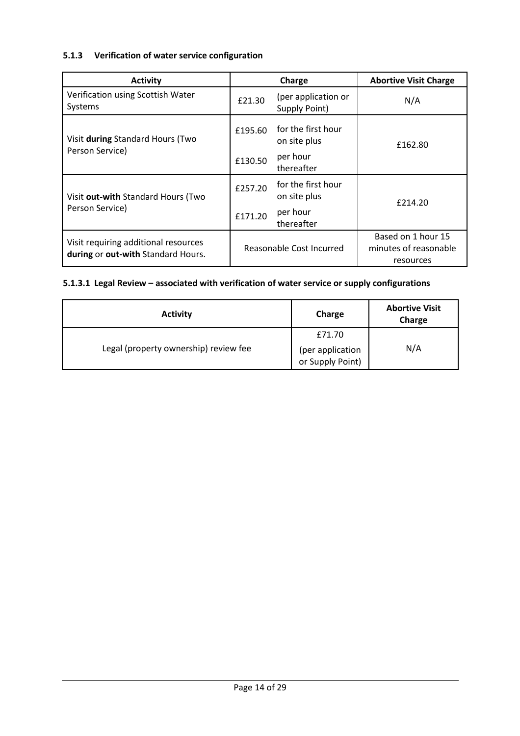### 5.1.3 Verification of water service configuration

| Activity | Charge | | Abortive Visit Charge |
|---|---|---|---|
| Verification using Scottish Water Systems | £21.30 | (per application or Supply Point) | N/A |
| Visit **during** Standard Hours (Two Person Service) | £195.60 | for the first hour on site plus | £162.80 |
| | £130.50 | per hour thereafter | |
| Visit **out-with** Standard Hours (Two Person Service) | £257.20 | for the first hour on site plus | £214.20 |
| | £171.20 | per hour thereafter | |
| Visit requiring additional resources **during** or **out-with** Standard Hours. | Reasonable Cost Incurred | | Based on 1 hour 15 minutes of reasonable resources |

#### 5.1.3.1 Legal Review – associated with verification of water service or supply configurations

| Activity | Charge | Abortive Visit Charge |
|---|---|---|
| Legal (property ownership) review fee | £71.70 (per application or Supply Point) | N/A |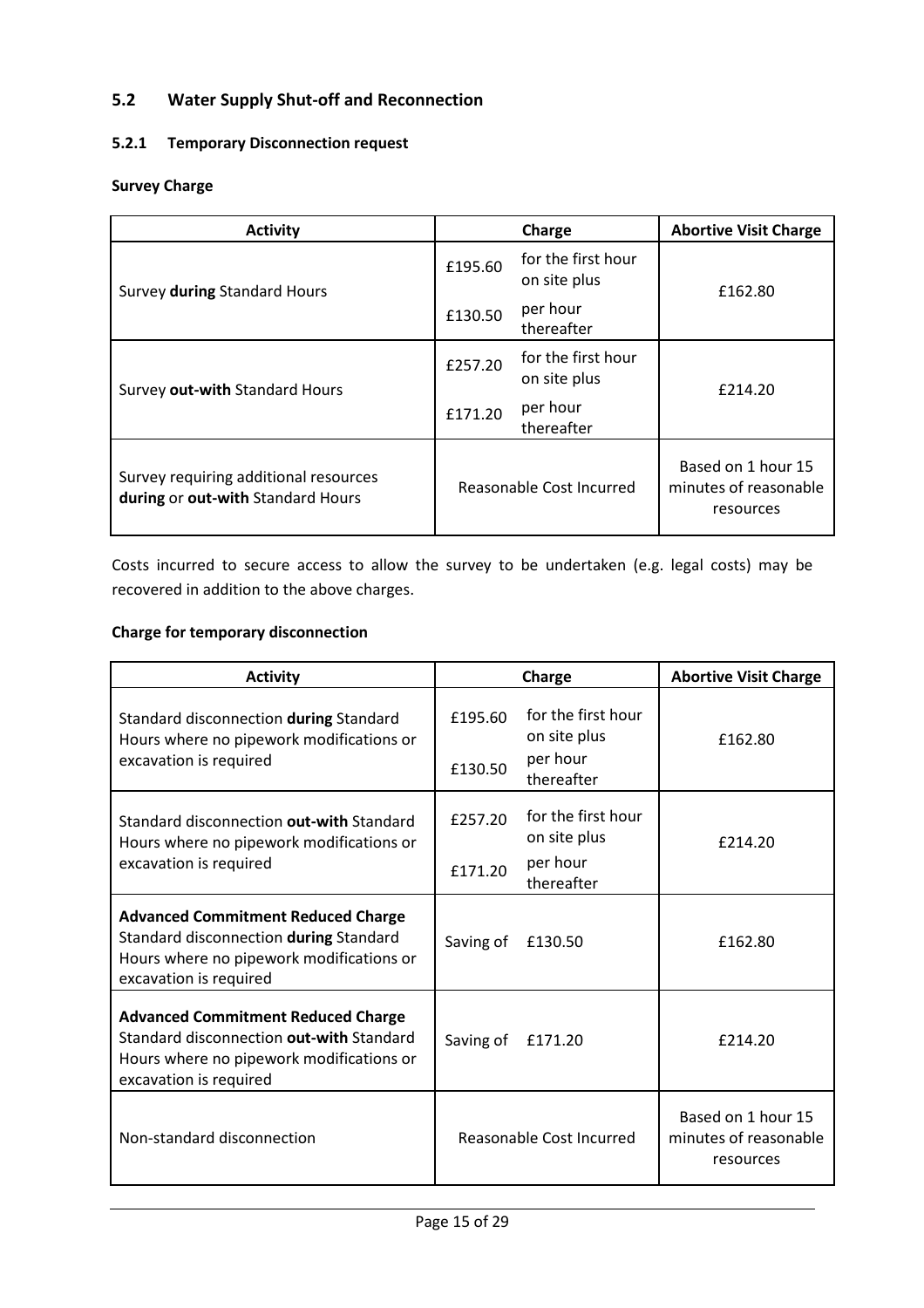## 5.2 Water Supply Shut-off and Reconnection

### 5.2.1 Temporary Disconnection request

**Survey Charge**

| Activity | Charge | Abortive Visit Charge |
|---|---|---|
| Survey **during** Standard Hours | £195.60 for the first hour on site plus<br>£130.50 per hour thereafter | £162.80 |
| Survey **out-with** Standard Hours | £257.20 for the first hour on site plus<br>£171.20 per hour thereafter | £214.20 |
| Survey requiring additional resources **during** or **out-with** Standard Hours | Reasonable Cost Incurred | Based on 1 hour 15 minutes of reasonable resources |

Costs incurred to secure access to allow the survey to be undertaken (e.g. legal costs) may be recovered in addition to the above charges.

**Charge for temporary disconnection**

| Activity | Charge | Abortive Visit Charge |
|---|---|---|
| Standard disconnection **during** Standard Hours where no pipework modifications or excavation is required | £195.60 for the first hour on site plus<br>£130.50 per hour thereafter | £162.80 |
| Standard disconnection **out-with** Standard Hours where no pipework modifications or excavation is required | £257.20 for the first hour on site plus<br>£171.20 per hour thereafter | £214.20 |
| **Advanced Commitment Reduced Charge** Standard disconnection **during** Standard Hours where no pipework modifications or excavation is required | Saving of £130.50 | £162.80 |
| **Advanced Commitment Reduced Charge** Standard disconnection **out-with** Standard Hours where no pipework modifications or excavation is required | Saving of £171.20 | £214.20 |
| Non-standard disconnection | Reasonable Cost Incurred | Based on 1 hour 15 minutes of reasonable resources |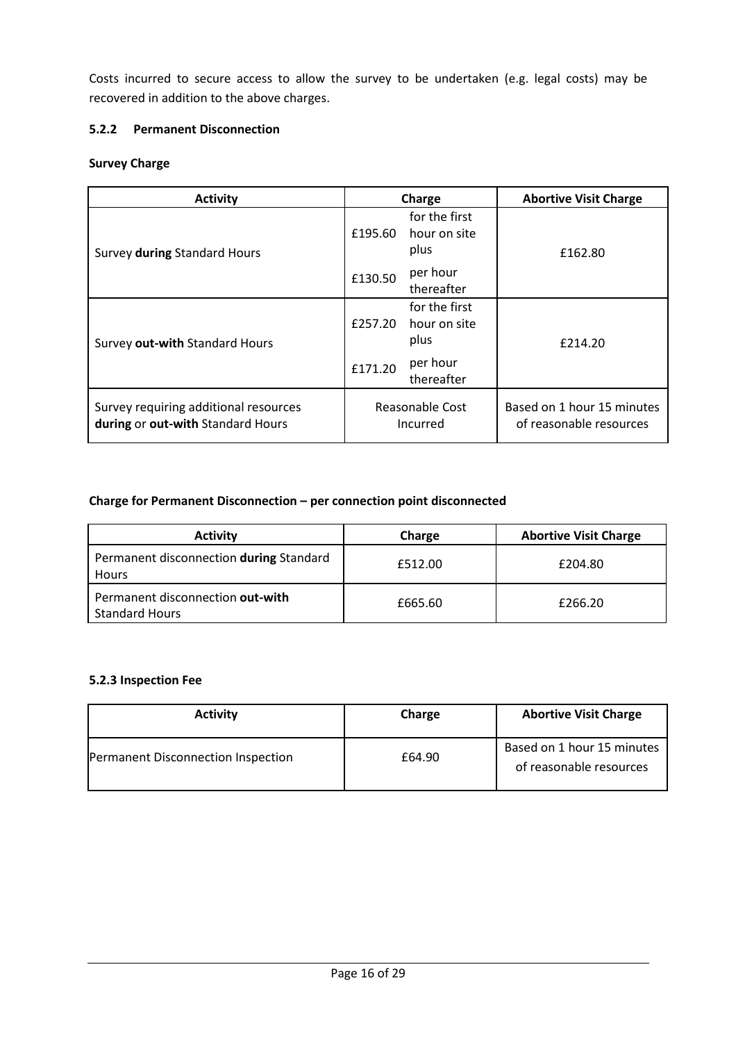Costs incurred to secure access to allow the survey to be undertaken (e.g. legal costs) may be recovered in addition to the above charges.

### 5.2.2 Permanent Disconnection

**Survey Charge**

| Activity | Charge | Abortive Visit Charge |
|---|---|---|
| Survey **during** Standard Hours | £195.60 for the first hour on site plus £130.50 per hour thereafter | £162.80 |
| Survey **out-with** Standard Hours | £257.20 for the first hour on site plus £171.20 per hour thereafter | £214.20 |
| Survey requiring additional resources **during** or **out-with** Standard Hours | Reasonable Cost Incurred | Based on 1 hour 15 minutes of reasonable resources |

**Charge for Permanent Disconnection – per connection point disconnected**

| Activity | Charge | Abortive Visit Charge |
|---|---|---|
| Permanent disconnection **during** Standard Hours | £512.00 | £204.80 |
| Permanent disconnection **out-with** Standard Hours | £665.60 | £266.20 |

### 5.2.3 Inspection Fee

| Activity | Charge | Abortive Visit Charge |
|---|---|---|
| Permanent Disconnection Inspection | £64.90 | Based on 1 hour 15 minutes of reasonable resources |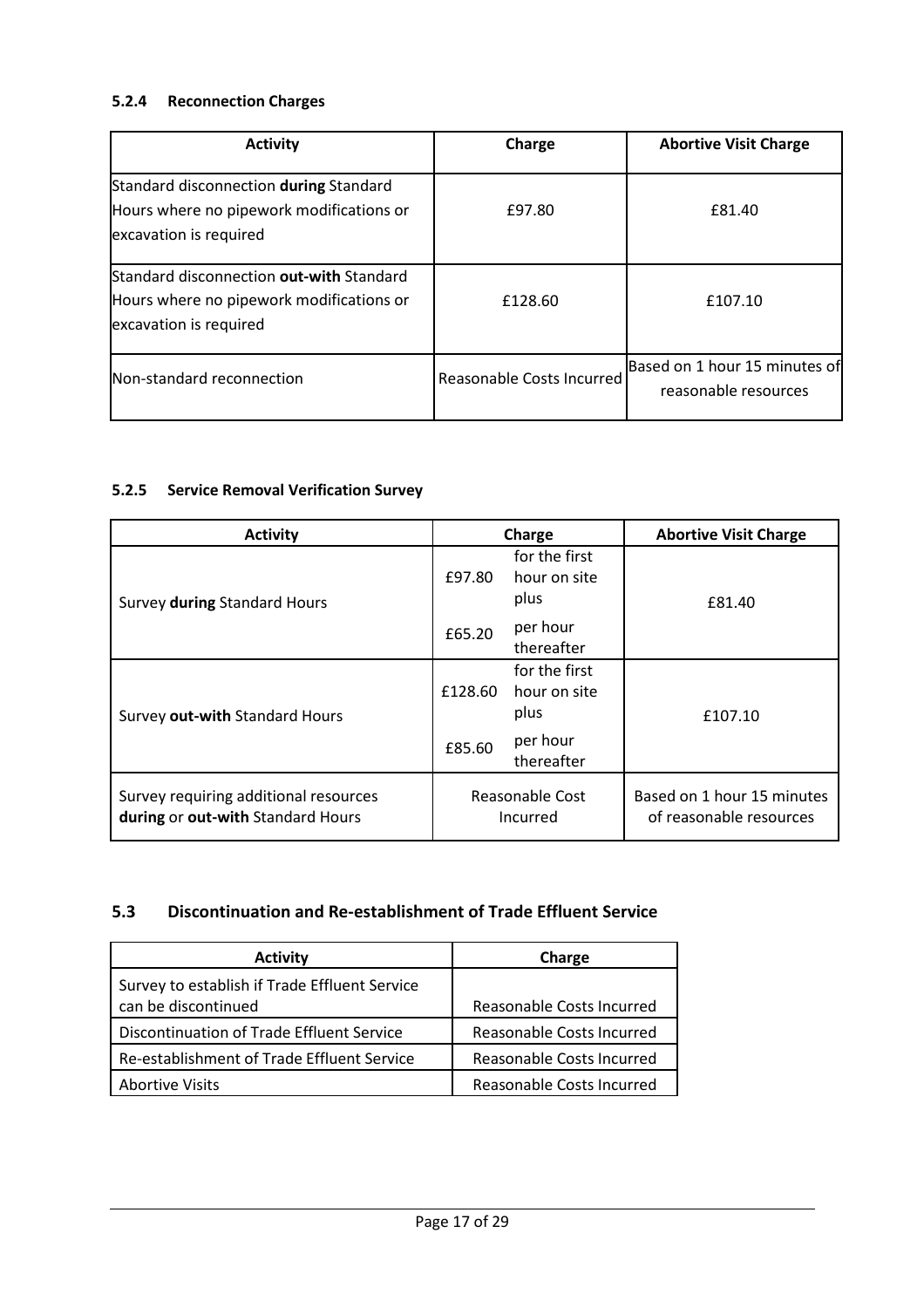#### 5.2.4 Reconnection Charges

| Activity | Charge | Abortive Visit Charge |
|---|---|---|
| Standard disconnection **during** Standard Hours where no pipework modifications or excavation is required | £97.80 | £81.40 |
| Standard disconnection **out-with** Standard Hours where no pipework modifications or excavation is required | £128.60 | £107.10 |
| Non-standard reconnection | Reasonable Costs Incurred | Based on 1 hour 15 minutes of reasonable resources |

#### 5.2.5 Service Removal Verification Survey

| Activity | Charge | | Abortive Visit Charge |
|---|---|---|---|
| Survey **during** Standard Hours | £97.80 | for the first hour on site plus | £81.40 |
| | £65.20 | per hour thereafter | |
| Survey **out-with** Standard Hours | £128.60 | for the first hour on site plus | £107.10 |
| | £85.60 | per hour thereafter | |
| Survey requiring additional resources **during** or **out-with** Standard Hours | Reasonable Cost Incurred | | Based on 1 hour 15 minutes of reasonable resources |

### 5.3 Discontinuation and Re-establishment of Trade Effluent Service

| Activity | Charge |
|---|---|
| Survey to establish if Trade Effluent Service can be discontinued | Reasonable Costs Incurred |
| Discontinuation of Trade Effluent Service | Reasonable Costs Incurred |
| Re-establishment of Trade Effluent Service | Reasonable Costs Incurred |
| Abortive Visits | Reasonable Costs Incurred |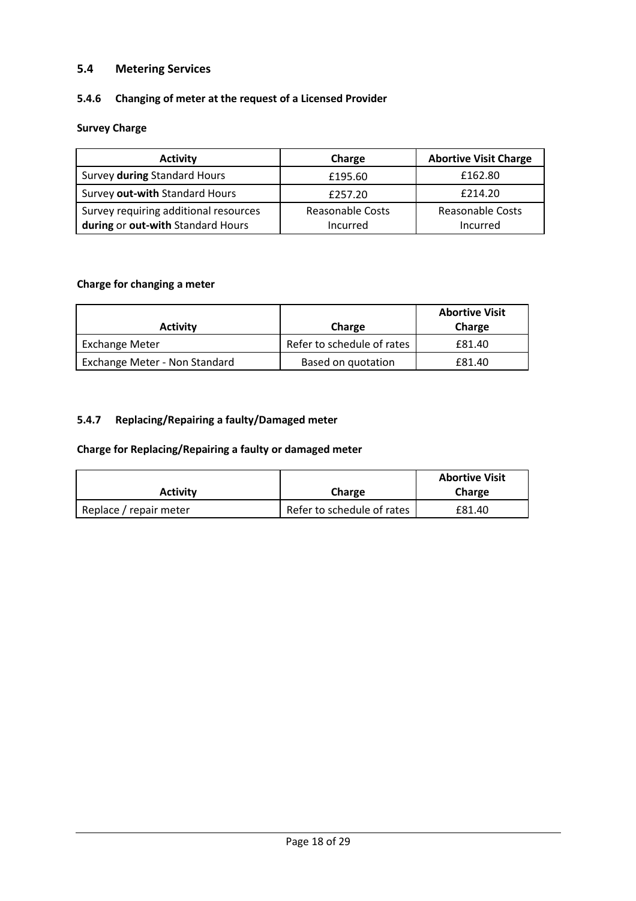## 5.4 Metering Services

### 5.4.6 Changing of meter at the request of a Licensed Provider

**Survey Charge**

| Activity | Charge | Abortive Visit Charge |
|---|---|---|
| Survey **during** Standard Hours | £195.60 | £162.80 |
| Survey **out-with** Standard Hours | £257.20 | £214.20 |
| Survey requiring additional resources **during** or **out-with** Standard Hours | Reasonable Costs Incurred | Reasonable Costs Incurred |

**Charge for changing a meter**

| Activity | Charge | Abortive Visit Charge |
|---|---|---|
| Exchange Meter | Refer to schedule of rates | £81.40 |
| Exchange Meter - Non Standard | Based on quotation | £81.40 |

### 5.4.7 Replacing/Repairing a faulty/Damaged meter

**Charge for Replacing/Repairing a faulty or damaged meter**

| Activity | Charge | Abortive Visit Charge |
|---|---|---|
| Replace / repair meter | Refer to schedule of rates | £81.40 |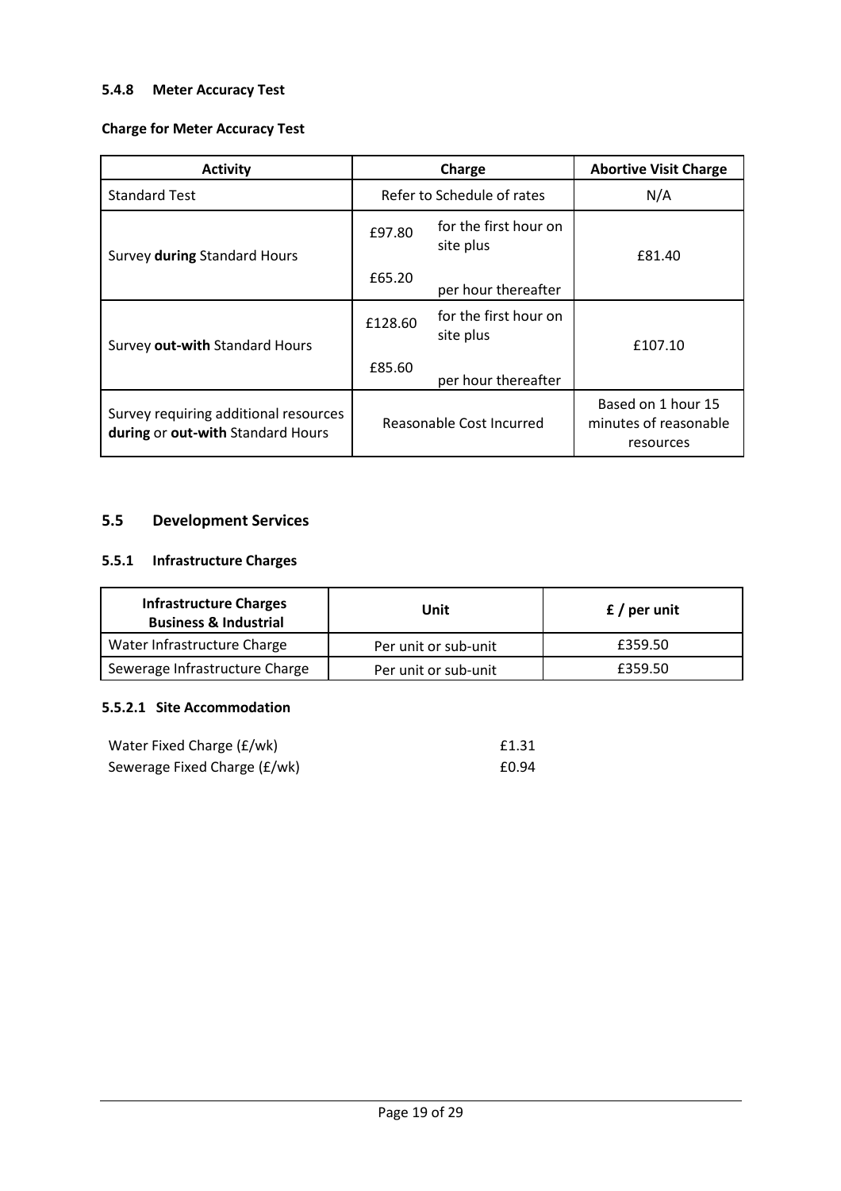#### 5.4.8 Meter Accuracy Test

**Charge for Meter Accuracy Test**

| Activity | Charge | | Abortive Visit Charge |
|---|---|---|---|
| Standard Test | Refer to Schedule of rates | | N/A |
| Survey **during** Standard Hours | £97.80<br>£65.20 | for the first hour on site plus<br>per hour thereafter | £81.40 |
| Survey **out-with** Standard Hours | £128.60<br>£85.60 | for the first hour on site plus<br>per hour thereafter | £107.10 |
| Survey requiring additional resources **during** or **out-with** Standard Hours | Reasonable Cost Incurred | | Based on 1 hour 15 minutes of reasonable resources |

### 5.5 Development Services

#### 5.5.1 Infrastructure Charges

| Infrastructure Charges Business & Industrial | Unit | £ / per unit |
|---|---|---|
| Water Infrastructure Charge | Per unit or sub-unit | £359.50 |
| Sewerage Infrastructure Charge | Per unit or sub-unit | £359.50 |

##### 5.5.2.1 Site Accommodation

| | |
|---|---|
| Water Fixed Charge (£/wk) | £1.31 |
| Sewerage Fixed Charge (£/wk) | £0.94 |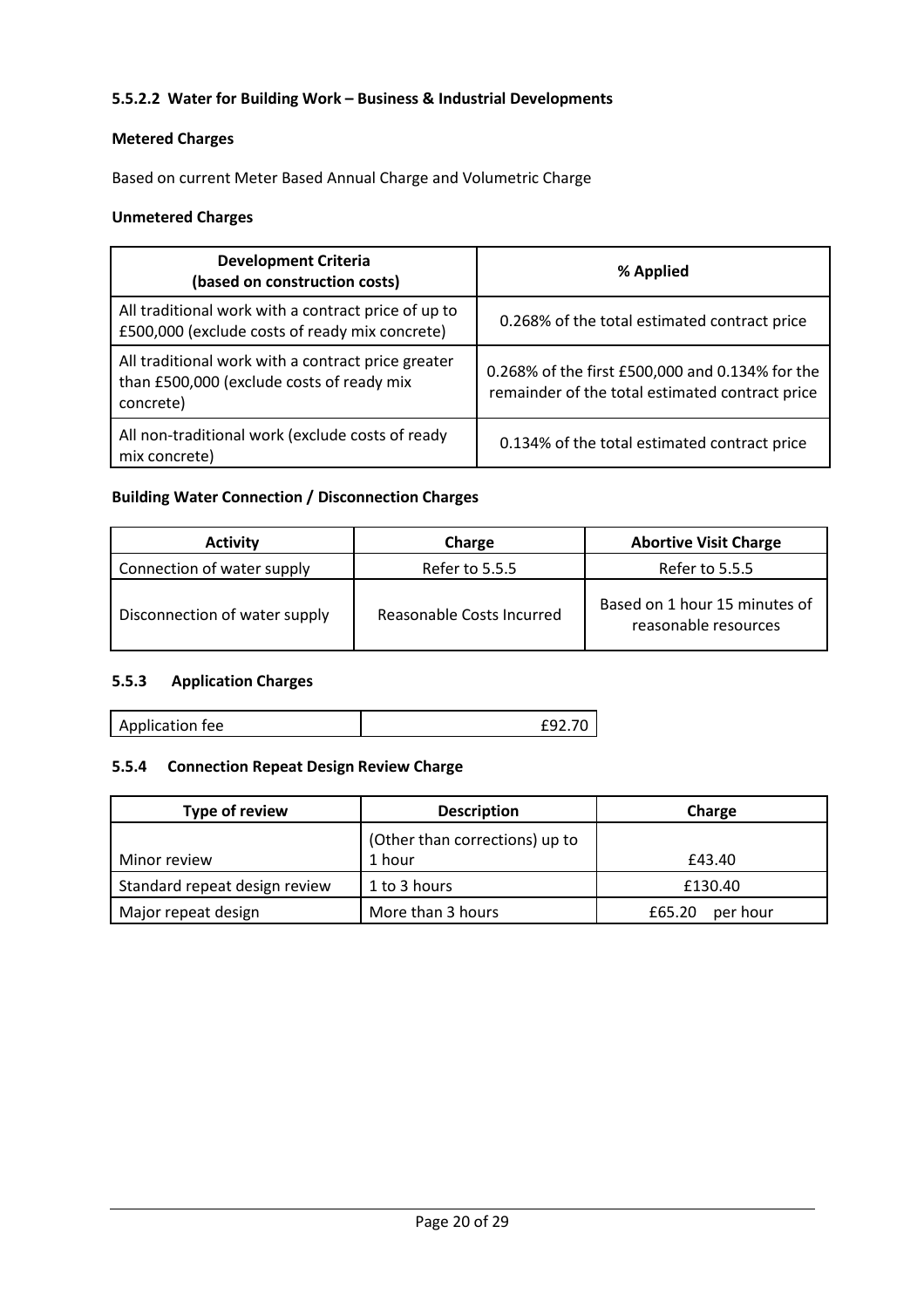#### 5.5.2.2 Water for Building Work – Business & Industrial Developments

**Metered Charges**

Based on current Meter Based Annual Charge and Volumetric Charge

**Unmetered Charges**

| Development Criteria (based on construction costs) | % Applied |
|---|---|
| All traditional work with a contract price of up to £500,000 (exclude costs of ready mix concrete) | 0.268% of the total estimated contract price |
| All traditional work with a contract price greater than £500,000 (exclude costs of ready mix concrete) | 0.268% of the first £500,000 and 0.134% for the remainder of the total estimated contract price |
| All non-traditional work (exclude costs of ready mix concrete) | 0.134% of the total estimated contract price |

**Building Water Connection / Disconnection Charges**

| Activity | Charge | Abortive Visit Charge |
|---|---|---|
| Connection of water supply | Refer to 5.5.5 | Refer to 5.5.5 |
| Disconnection of water supply | Reasonable Costs Incurred | Based on 1 hour 15 minutes of reasonable resources |

### 5.5.3 Application Charges

| Application fee | £92.70 |
|---|---|

### 5.5.4 Connection Repeat Design Review Charge

| Type of review | Description | Charge |
|---|---|---|
| Minor review | (Other than corrections) up to 1 hour | £43.40 |
| Standard repeat design review | 1 to 3 hours | £130.40 |
| Major repeat design | More than 3 hours | £65.20 per hour |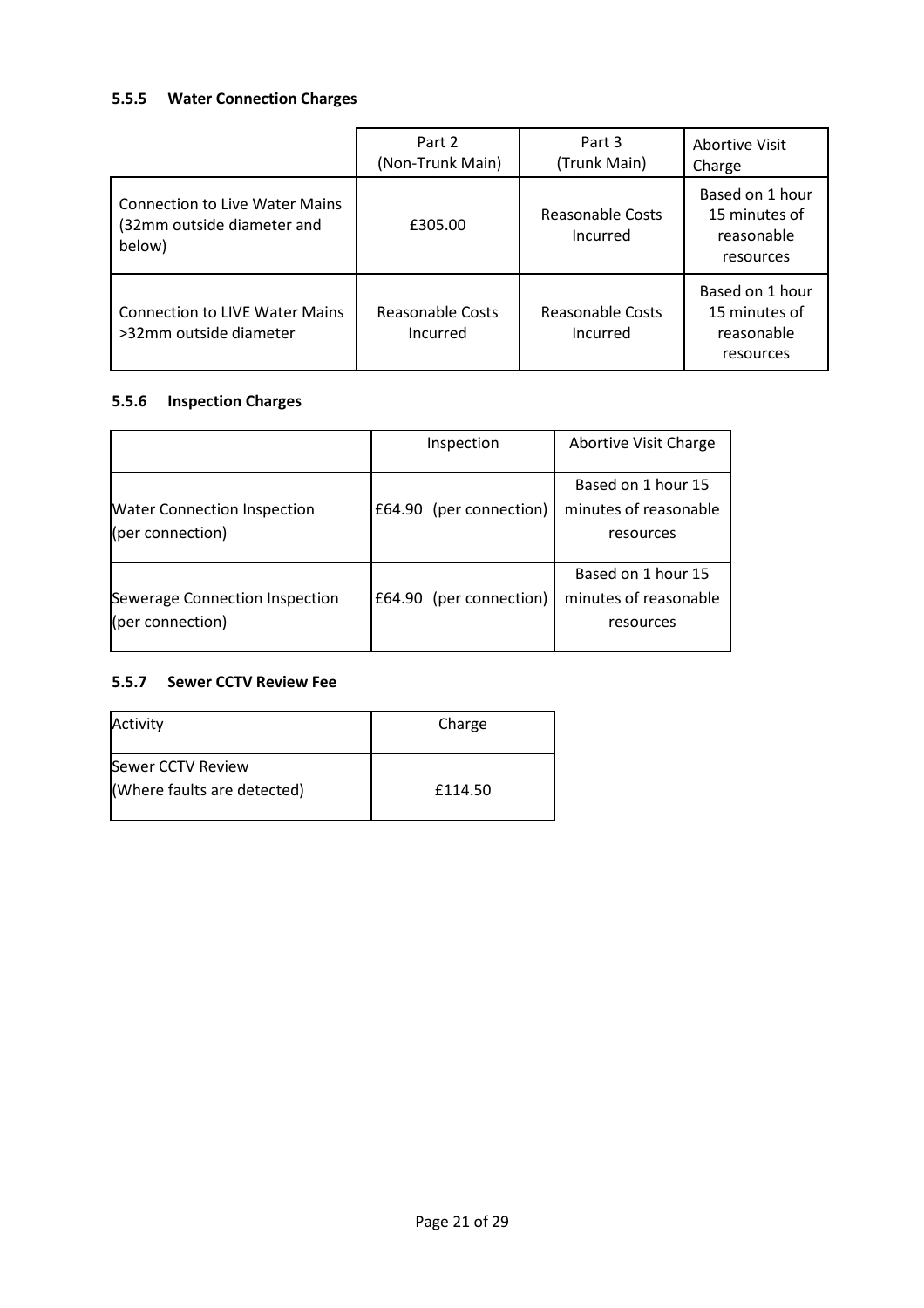### 5.5.5 Water Connection Charges

| | Part 2 (Non-Trunk Main) | Part 3 (Trunk Main) | Abortive Visit Charge |
|---|---|---|---|
| Connection to Live Water Mains (32mm outside diameter and below) | £305.00 | Reasonable Costs Incurred | Based on 1 hour 15 minutes of reasonable resources |
| Connection to LIVE Water Mains >32mm outside diameter | Reasonable Costs Incurred | Reasonable Costs Incurred | Based on 1 hour 15 minutes of reasonable resources |

### 5.5.6 Inspection Charges

| | Inspection | Abortive Visit Charge |
|---|---|---|
| Water Connection Inspection (per connection) | £64.90 (per connection) | Based on 1 hour 15 minutes of reasonable resources |
| Sewerage Connection Inspection (per connection) | £64.90 (per connection) | Based on 1 hour 15 minutes of reasonable resources |

### 5.5.7 Sewer CCTV Review Fee

| Activity | Charge |
|---|---|
| Sewer CCTV Review (Where faults are detected) | £114.50 |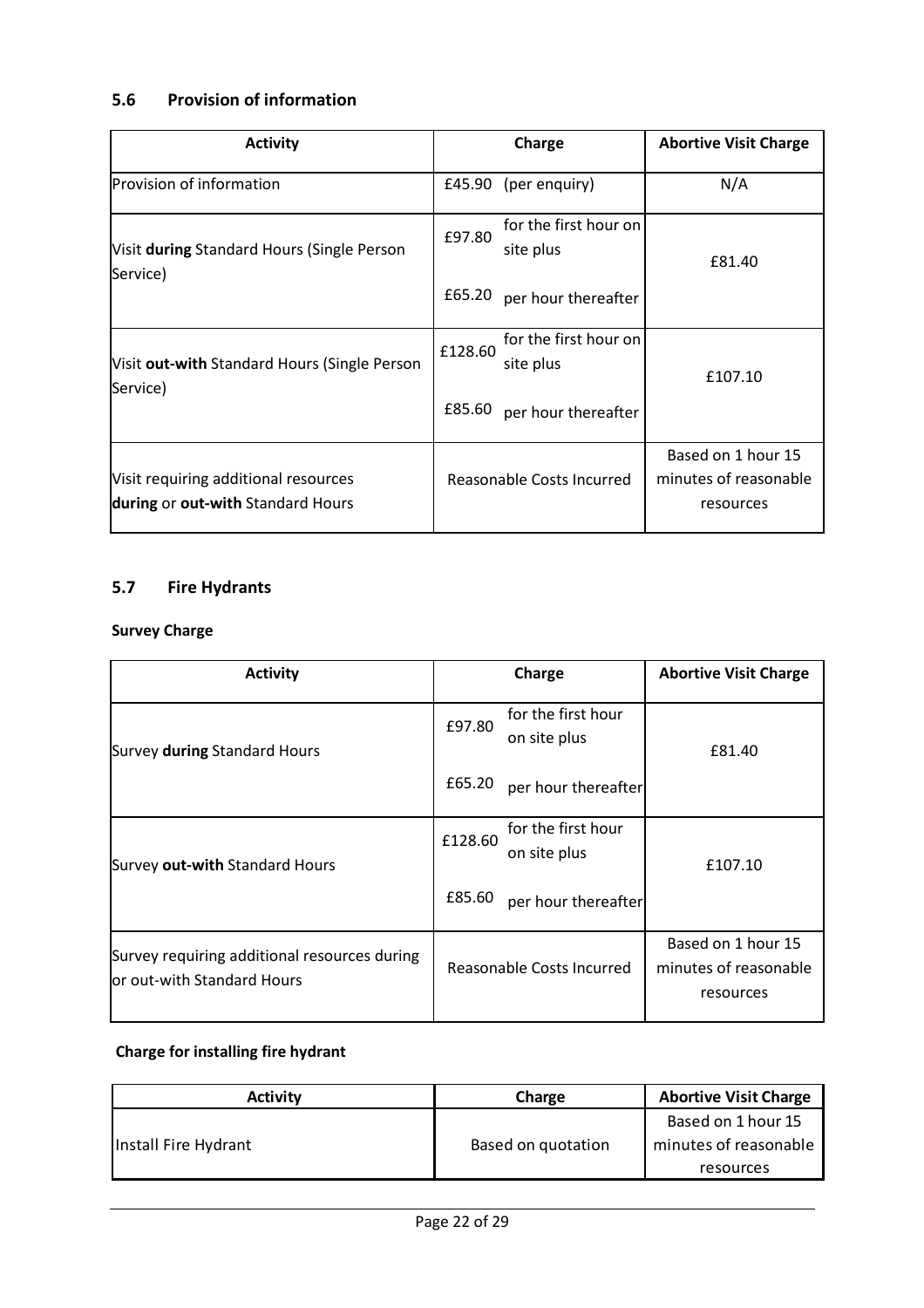## 5.6 Provision of information

| Activity | Charge | Abortive Visit Charge |
|---|---|---|
| Provision of information | £45.90 (per enquiry) | N/A |
| Visit **during** Standard Hours (Single Person Service) | £97.80 for the first hour on site plus<br>£65.20 per hour thereafter | £81.40 |
| Visit **out-with** Standard Hours (Single Person Service) | £128.60 for the first hour on site plus<br>£85.60 per hour thereafter | £107.10 |
| Visit requiring additional resources **during** or **out-with** Standard Hours | Reasonable Costs Incurred | Based on 1 hour 15 minutes of reasonable resources |

## 5.7 Fire Hydrants

**Survey Charge**

| Activity | Charge | Abortive Visit Charge |
|---|---|---|
| Survey **during** Standard Hours | £97.80 for the first hour on site plus<br>£65.20 per hour thereafter | £81.40 |
| Survey **out-with** Standard Hours | £128.60 for the first hour on site plus<br>£85.60 per hour thereafter | £107.10 |
| Survey requiring additional resources during or out-with Standard Hours | Reasonable Costs Incurred | Based on 1 hour 15 minutes of reasonable resources |

**Charge for installing fire hydrant**

| Activity | Charge | Abortive Visit Charge |
|---|---|---|
| Install Fire Hydrant | Based on quotation | Based on 1 hour 15 minutes of reasonable resources |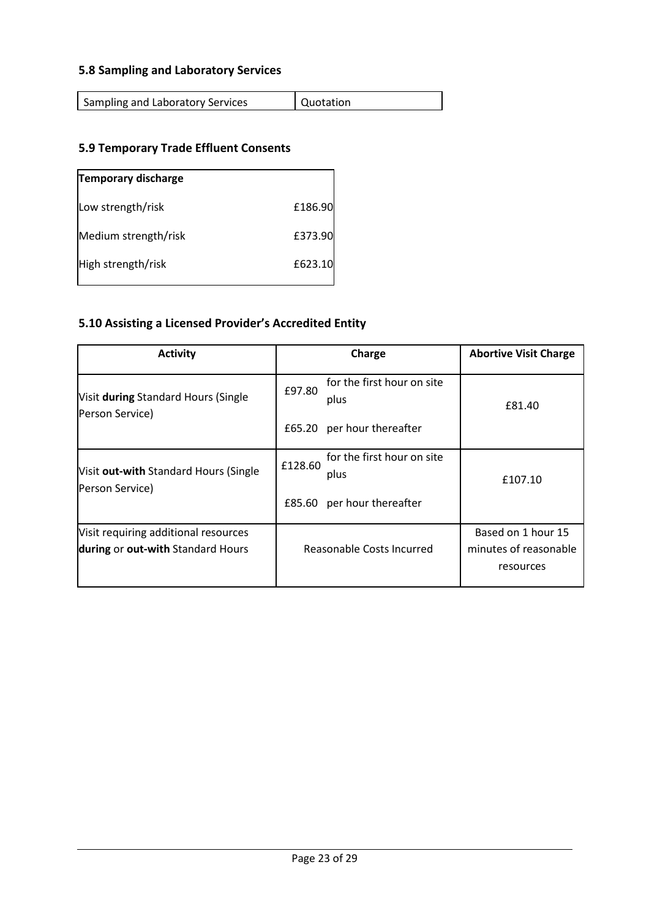### 5.8 Sampling and Laboratory Services

| Sampling and Laboratory Services | Quotation |
|---|---|

### 5.9 Temporary Trade Effluent Consents

| Temporary discharge | |
|---|---|
| Low strength/risk | £186.90 |
| Medium strength/risk | £373.90 |
| High strength/risk | £623.10 |

### 5.10 Assisting a Licensed Provider's Accredited Entity

| Activity | Charge | Abortive Visit Charge |
|---|---|---|
| Visit **during** Standard Hours (Single Person Service) | £97.80 for the first hour on site plus<br>£65.20 per hour thereafter | £81.40 |
| Visit **out-with** Standard Hours (Single Person Service) | £128.60 for the first hour on site plus<br>£85.60 per hour thereafter | £107.10 |
| Visit requiring additional resources **during** or **out-with** Standard Hours | Reasonable Costs Incurred | Based on 1 hour 15 minutes of reasonable resources |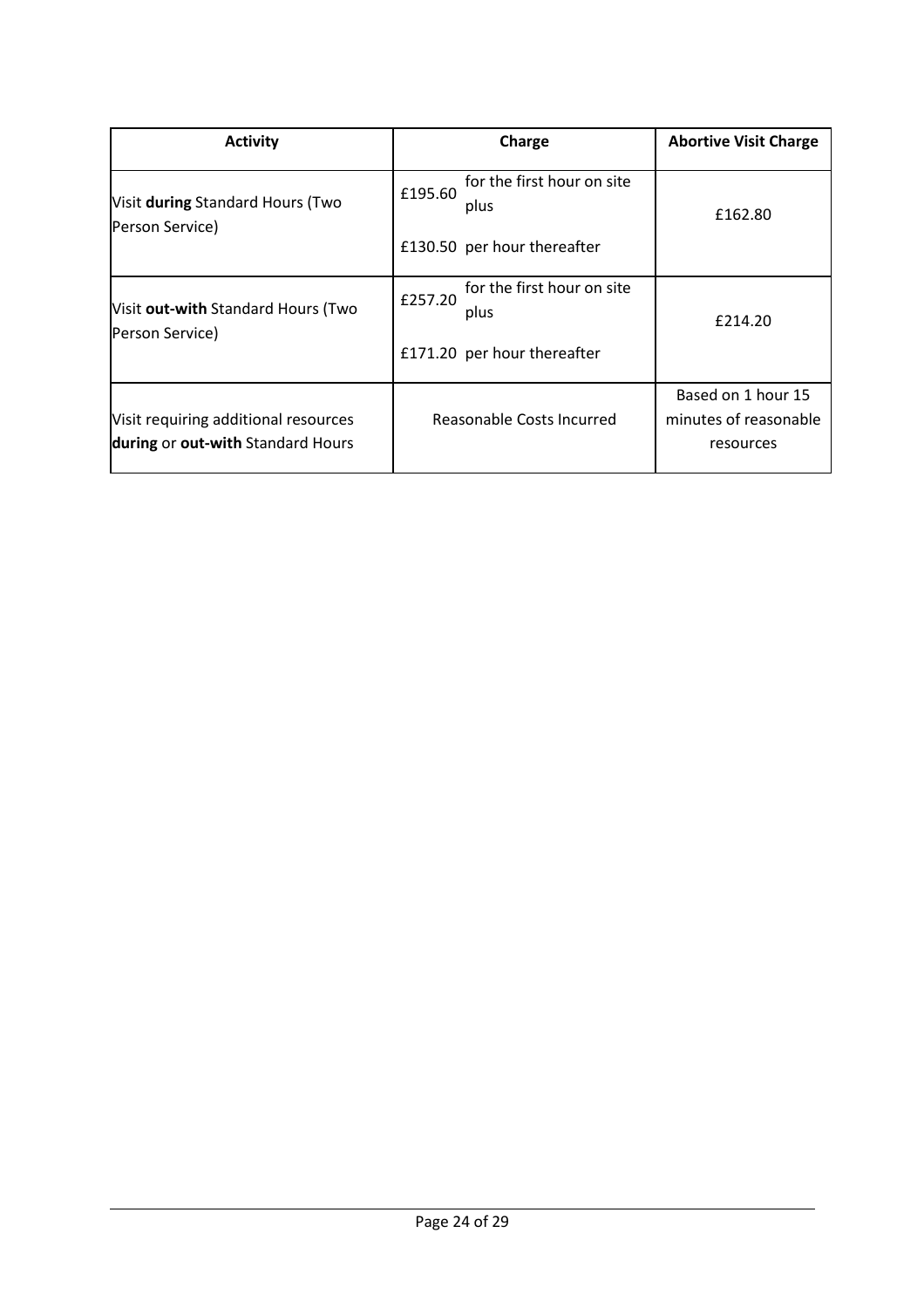| Activity | Charge | Abortive Visit Charge |
|---|---|---|
| Visit **during** Standard Hours (Two Person Service) | £195.60 for the first hour on site plus<br><br>£130.50 per hour thereafter | £162.80 |
| Visit **out-with** Standard Hours (Two Person Service) | £257.20 for the first hour on site plus<br><br>£171.20 per hour thereafter | £214.20 |
| Visit requiring additional resources **during** or **out-with** Standard Hours | Reasonable Costs Incurred | Based on 1 hour 15 minutes of reasonable resources |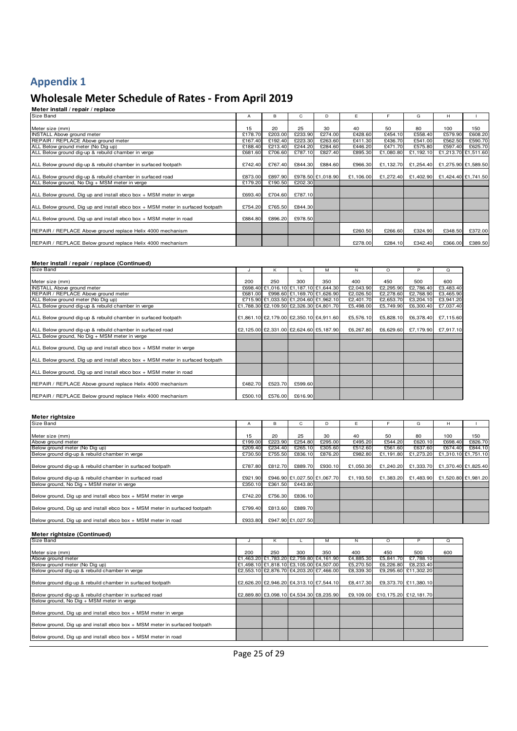# Appendix 1

## Wholesale Meter Schedule of Rates - From April 2019

**Meter install / repair / replace**

| Size Band | A | B | C | D | E | F | G | H | I |
|---|---|---|---|---|---|---|---|---|---|
| Meter size (mm) | 15 | 20 | 25 | 30 | 40 | 50 | 80 | 100 | 150 |
| INSTALL Above ground meter | £178.70 | £203.00 | £233.90 | £274.00 | £428.60 | £454.10 | £558.40 | £579.90 | £608.20 |
| REPAIR / REPLACE Above ground meter | £167.40 | £192.40 | £223.30 | £263.60 | £411.30 | £436.70 | £541.00 | £562.50 | £590.70 |
| ALL Below ground meter (No Dig up) | £188.40 | £213.40 | £244.20 | £284.60 | £446.20 | £471.70 | £575.80 | £597.40 | £625.70 |
| ALL Below ground dig-up & rebuild chamber in verge | £681.60 | £706.60 | £787.10 | £827.40 | £895.30 | £1,080.80 | £1,192.10 | £1,213.70 | £1,511.60 |
| ALL Below ground dig-up & rebuild chamber in surfaced footpath | £742.40 | £767.40 | £844.30 | £884.60 | £966.30 | £1,132.70 | £1,254.40 | £1,275.90 | £1,589.50 |
| ALL Below ground dig-up & rebuild chamber in surfaced road | £873.00 | £897.90 | £978.50 | £1,018.90 | £1,106.00 | £1,272.40 | £1,402.90 | £1,424.40 | £1,741.50 |
| ALL Below ground, No Dig + MSM meter in verge | £179.20 | £190.50 | £202.30 | | | | | | |
| ALL Below ground, Dig up and install ebco box + MSM meter in verge | £693.40 | £704.60 | £787.10 | | | | | | |
| ALL Below ground, Dig up and install ebco box + MSM meter in surfaced footpath | £754.20 | £765.50 | £844.30 | | | | | | |
| ALL Below ground, Dig up and install ebco box + MSM meter in road | £884.80 | £896.20 | £978.50 | | | | | | |
| REPAIR / REPLACE Above ground replace Helix 4000 mechanism | | | | | £260.50 | £266.60 | £324.90 | £348.50 | £372.00 |
| REPAIR / REPLACE Below ground replace Helix 4000 mechanism | | | | | £278.00 | £284.10 | £342.40 | £366.00 | £389.50 |

**Meter install / repair / replace (Continued)**

| Size Band | J | K | L | M | N | O | P | Q |
|---|---|---|---|---|---|---|---|---|
| Meter size (mm) | 200 | 250 | 300 | 350 | 400 | 450 | 500 | 600 |
| INSTALL Above ground meter | £698.40 | £1,016.10 | £1,187.10 | £1,644.30 | £2,043.90 | £2,295.90 | £2,786.40 | £3,483.40 |
| REPAIR / REPLACE Above ground meter | £681.00 | £998.60 | £1,169.70 | £1,626.90 | £2,026.50 | £2,278.60 | £2,768.90 | £3,465.90 |
| ALL Below ground meter (No Dig up) | £715.90 | £1,033.50 | £1,204.60 | £1,962.10 | £2,401.70 | £2,653.70 | £3,204.10 | £3,941.20 |
| ALL Below ground dig-up & rebuild chamber in verge | £1,788.30 | £2,109.50 | £2,326.30 | £4,801.70 | £5,498.00 | £5,749.90 | £6,300.40 | £7,037.40 |
| ALL Below ground dig-up & rebuild chamber in surfaced footpath | £1,861.10 | £2,179.00 | £2,350.10 | £4,911.60 | £5,576.10 | £5,828.10 | £6,378.40 | £7,115.60 |
| ALL Below ground dig-up & rebuild chamber in surfaced road | £2,125.00 | £2,331.00 | £2,624.60 | £5,187.90 | £6,267.80 | £6,629.60 | £7,179.90 | £7,917.10 |
| ALL Below ground, No Dig + MSM meter in verge | | | | | | | | |
| ALL Below ground, Dig up and install ebco box + MSM meter in verge | | | | | | | | |
| ALL Below ground, Dig up and install ebco box + MSM meter in surfaced footpath | | | | | | | | |
| ALL Below ground, Dig up and install ebco box + MSM meter in road | | | | | | | | |
| REPAIR / REPLACE Above ground replace Helix 4000 mechanism | £482.70 | £523.70 | £599.60 | | | | | |
| REPAIR / REPLACE Below ground replace Helix 4000 mechanism | £500.10 | £576.00 | £616.90 | | | | | |

**Meter rightsize**

| Size Band | A | B | C | D | E | F | G | H | I |
|---|---|---|---|---|---|---|---|---|---|
| Meter size (mm) | 15 | 20 | 25 | 30 | 40 | 50 | 80 | 100 | 150 |
| Above ground meter | £199.00 | £223.90 | £254.80 | £295.00 | £495.20 | £544.20 | £620.10 | £698.40 | £826.70 |
| Below ground meter (No Dig up) | £209.40 | £234.40 | £265.10 | £305.60 | £512.60 | £561.60 | £637.60 | £674.40 | £844.10 |
| Below ground dig-up & rebuild chamber in verge | £730.50 | £755.50 | £836.10 | £876.20 | £982.80 | £1,191.80 | £1,273.20 | £1,310.10 | £1,751.10 |
| Below ground dig-up & rebuild chamber in surfaced footpath | £787.80 | £812.70 | £889.70 | £930.10 | £1,050.30 | £1,240.20 | £1,333.70 | £1,370.40 | £1,825.40 |
| Below ground dig-up & rebuild chamber in surfaced road | £921.90 | £946.90 | £1,027.50 | £1,067.70 | £1,193.50 | £1,383.20 | £1,483.90 | £1,520.80 | £1,981.20 |
| Below ground, No Dig + MSM meter in verge | £350.10 | £361.50 | £443.80 | | | | | | |
| Below ground, Dig up and install ebco box + MSM meter in verge | £742.20 | £756.30 | £836.10 | | | | | | |
| Below ground, Dig up and install ebco box + MSM meter in surfaced footpath | £799.40 | £813.60 | £889.70 | | | | | | |
| Below ground, Dig up and install ebco box + MSM meter in road | £933.80 | £947.90 | £1,027.50 | | | | | | |

**Meter rightsize (Continued)**

| Size Band | J | K | L | M | N | O | P | Q |
|---|---|---|---|---|---|---|---|---|
| Meter size (mm) | 200 | 250 | 300 | 350 | 400 | 450 | 500 | 600 |
| Above ground meter | £1,463.20 | £1,783.20 | £2,759.80 | £4,161.90 | £4,885.30 | £5,841.70 | £7,788.10 | |
| Below ground meter (No Dig up) | £1,498.10 | £1,818.10 | £3,105.00 | £4,507.00 | £5,270.50 | £6,226.80 | £8,233.40 | |
| Below ground dig-up & rebuild chamber in verge | £2,553.10 | £2,876.70 | £4,203.20 | £7,466.00 | £8,339.30 | £9,295.60 | £11,302.20 | |
| Below ground dig-up & rebuild chamber in surfaced footpath | £2,626.20 | £2,946.20 | £4,313.10 | £7,544.10 | £8,417.30 | £9,373.70 | £11,380.10 | |
| Below ground dig-up & rebuild chamber in surfaced road | £2,889.80 | £3,098.10 | £4,534.30 | £8,235.90 | £9,109.00 | £10,175.20 | £12,181.70 | |
| Below ground, No Dig + MSM meter in verge | | | | | | | | |
| Below ground, Dig up and install ebco box + MSM meter in verge | | | | | | | | |
| Below ground, Dig up and install ebco box + MSM meter in surfaced footpath | | | | | | | | |
| Below ground, Dig up and install ebco box + MSM meter in road | | | | | | | | |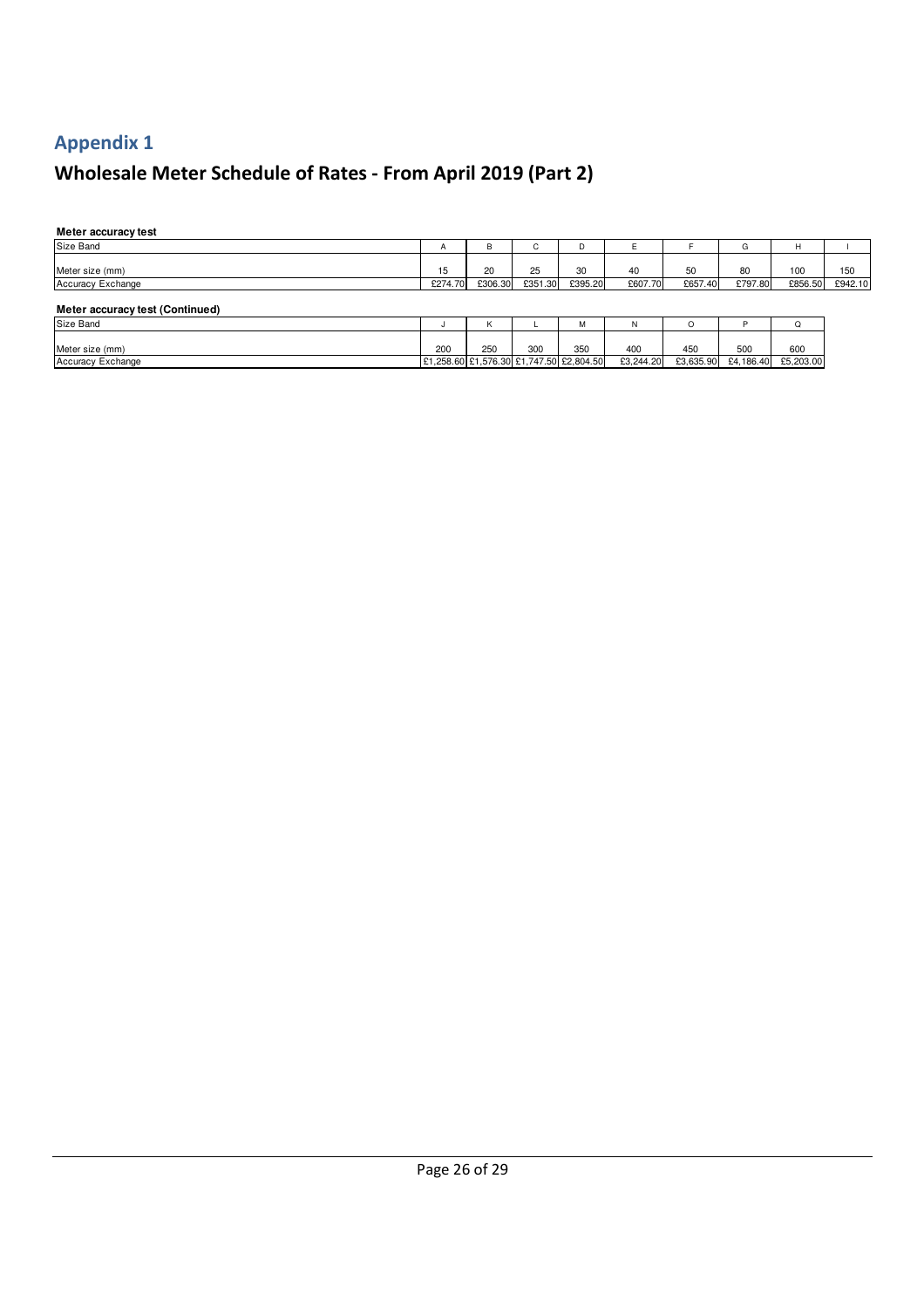## Appendix 1

# Wholesale Meter Schedule of Rates - From April 2019 (Part 2)

**Meter accuracy test**

| Size Band | A | B | C | D | E | F | G | H | I |
|---|---|---|---|---|---|---|---|---|---|
| Meter size (mm) | 15 | 20 | 25 | 30 | 40 | 50 | 80 | 100 | 150 |
| Accuracy Exchange | £274.70 | £306.30 | £351.30 | £395.20 | £607.70 | £657.40 | £797.80 | £856.50 | £942.10 |

**Meter accuracy test (Continued)**

| Size Band | J | K | L | M | N | O | P | Q |
|---|---|---|---|---|---|---|---|---|
| Meter size (mm) | 200 | 250 | 300 | 350 | 400 | 450 | 500 | 600 |
| Accuracy Exchange | £1,258.60 | £1,576.30 | £1,747.50 | £2,804.50 | £3,244.20 | £3,635.90 | £4,186.40 | £5,203.00 |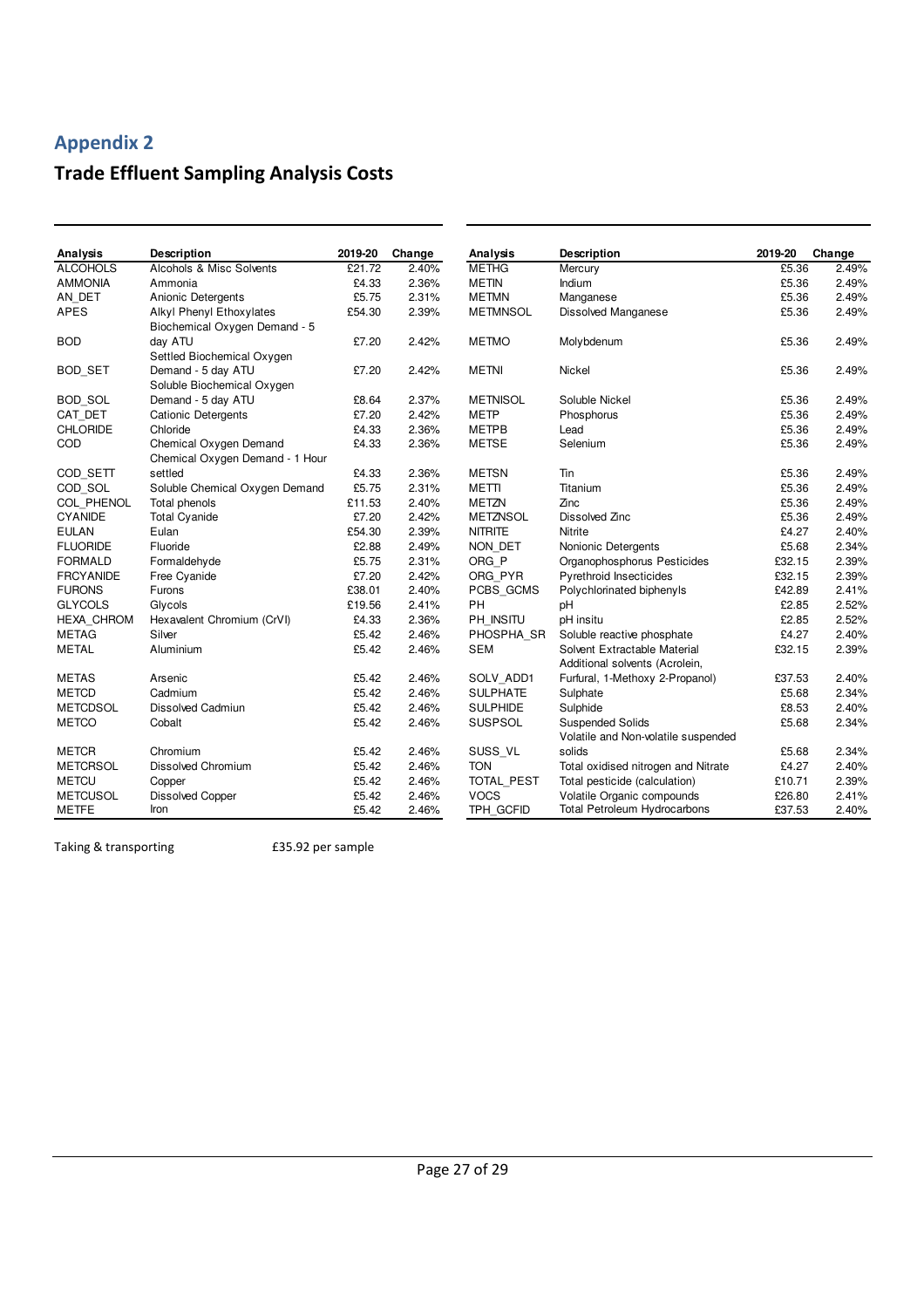## Appendix 2

# Trade Effluent Sampling Analysis Costs

| Analysis | Description | 2019-20 | Change |
|---|---|---|---|
| ALCOHOLS | Alcohols & Misc Solvents | £21.72 | 2.40% |
| AMMONIA | Ammonia | £4.33 | 2.36% |
| AN_DET | Anionic Detergents | £5.75 | 2.31% |
| APES | Alkyl Phenyl Ethoxylates | £54.30 | 2.39% |
| BOD | Biochemical Oxygen Demand - 5 day ATU | £7.20 | 2.42% |
| BOD_SET | Settled Biochemical Oxygen Demand - 5 day ATU | £7.20 | 2.42% |
| BOD_SOL | Soluble Biochemical Oxygen Demand - 5 day ATU | £8.64 | 2.37% |
| CAT_DET | Cationic Detergents | £7.20 | 2.42% |
| CHLORIDE | Chloride | £4.33 | 2.36% |
| COD | Chemical Oxygen Demand | £4.33 | 2.36% |
| COD_SETT | Chemical Oxygen Demand - 1 Hour settled | £4.33 | 2.36% |
| COD_SOL | Soluble Chemical Oxygen Demand | £5.75 | 2.31% |
| COL_PHENOL | Total phenols | £11.53 | 2.40% |
| CYANIDE | Total Cyanide | £7.20 | 2.42% |
| EULAN | Eulan | £54.30 | 2.39% |
| FLUORIDE | Fluoride | £2.88 | 2.49% |
| FORMALD | Formaldehyde | £5.75 | 2.31% |
| FRCYANIDE | Free Cyanide | £7.20 | 2.42% |
| FURONS | Furons | £38.01 | 2.40% |
| GLYCOLS | Glycols | £19.56 | 2.41% |
| HEXA_CHROM | Hexavalent Chromium (CrVI) | £4.33 | 2.36% |
| METAG | Silver | £5.42 | 2.46% |
| METAL | Aluminium | £5.42 | 2.46% |
| METAS | Arsenic | £5.42 | 2.46% |
| METCD | Cadmium | £5.42 | 2.46% |
| METCDSOL | Dissolved Cadmiun | £5.42 | 2.46% |
| METCO | Cobalt | £5.42 | 2.46% |
| METCR | Chromium | £5.42 | 2.46% |
| METCRSOL | Dissolved Chromium | £5.42 | 2.46% |
| METCU | Copper | £5.42 | 2.46% |
| METCUSOL | Dissolved Copper | £5.42 | 2.46% |
| METFE | Iron | £5.42 | 2.46% |

| Analysis | Description | 2019-20 | Change |
|---|---|---|---|
| METHG | Mercury | £5.36 | 2.49% |
| METIN | Indium | £5.36 | 2.49% |
| METMN | Manganese | £5.36 | 2.49% |
| METMNSOL | Dissolved Manganese | £5.36 | 2.49% |
| METMO | Molybdenum | £5.36 | 2.49% |
| METNI | Nickel | £5.36 | 2.49% |
| METNISOL | Soluble Nickel | £5.36 | 2.49% |
| METP | Phosphorus | £5.36 | 2.49% |
| METPB | Lead | £5.36 | 2.49% |
| METSE | Selenium | £5.36 | 2.49% |
| METSN | Tin | £5.36 | 2.49% |
| METTI | Titanium | £5.36 | 2.49% |
| METZN | Zinc | £5.36 | 2.49% |
| METZNSOL | Dissolved Zinc | £5.36 | 2.49% |
| NITRITE | Nitrite | £4.27 | 2.40% |
| NON_DET | Nonionic Detergents | £5.68 | 2.34% |
| ORG_P | Organophosphorus Pesticides | £32.15 | 2.39% |
| ORG_PYR | Pyrethroid Insecticides | £32.15 | 2.39% |
| PCBS_GCMS | Polychlorinated biphenyls | £42.89 | 2.41% |
| PH | pH | £2.85 | 2.52% |
| PH_INSITU | pH insitu | £2.85 | 2.52% |
| PHOSPHA_SR | Soluble reactive phosphate | £4.27 | 2.40% |
| SEM | Solvent Extractable Material | £32.15 | 2.39% |
| SOLV_ADD1 | Additional solvents (Acrolein, Furfural, 1-Methoxy 2-Propanol) | £37.53 | 2.40% |
| SULPHATE | Sulphate | £5.68 | 2.34% |
| SULPHIDE | Sulphide | £8.53 | 2.40% |
| SUSPSOL | Suspended Solids | £5.68 | 2.34% |
| SUSS_VL | Volatile and Non-volatile suspended solids | £5.68 | 2.34% |
| TON | Total oxidised nitrogen and Nitrate | £4.27 | 2.40% |
| TOTAL_PEST | Total pesticide (calculation) | £10.71 | 2.39% |
| VOCS | Volatile Organic compounds | £26.80 | 2.41% |
| TPH_GCFID | Total Petroleum Hydrocarbons | £37.53 | 2.40% |

Taking & transporting £35.92 per sample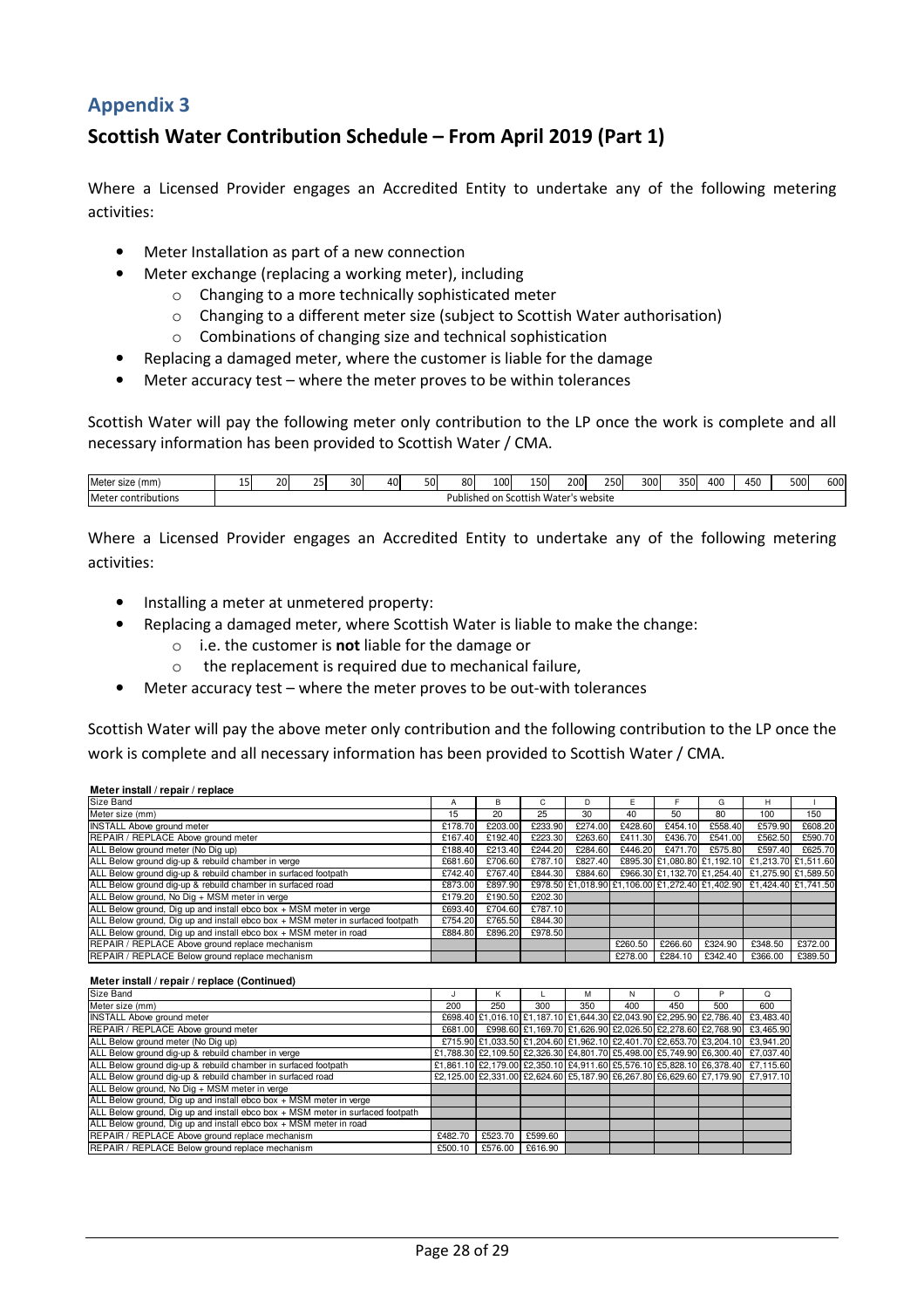## Appendix 3

## Scottish Water Contribution Schedule – From April 2019 (Part 1)

Where a Licensed Provider engages an Accredited Entity to undertake any of the following metering activities:

- Meter Installation as part of a new connection
- Meter exchange (replacing a working meter), including
  - Changing to a more technically sophisticated meter
  - Changing to a different meter size (subject to Scottish Water authorisation)
  - Combinations of changing size and technical sophistication
- Replacing a damaged meter, where the customer is liable for the damage
- Meter accuracy test – where the meter proves to be within tolerances

Scottish Water will pay the following meter only contribution to the LP once the work is complete and all necessary information has been provided to Scottish Water / CMA.

| Meter size (mm) | 15 | 20 | 25 | 30 | 40 | 50 | 80 | 100 | 150 | 200 | 250 | 300 | 350 | 400 | 450 | 500 | 600 |
|---|---|---|---|---|---|---|---|---|---|---|---|---|---|---|---|---|---|
| Meter contributions | Published on Scottish Water's website | | | | | | | | | | | | | | | | |

Where a Licensed Provider engages an Accredited Entity to undertake any of the following metering activities:

- Installing a meter at unmetered property:
- Replacing a damaged meter, where Scottish Water is liable to make the change:
  - i.e. the customer is **not** liable for the damage or
  - the replacement is required due to mechanical failure,
- Meter accuracy test – where the meter proves to be out-with tolerances

Scottish Water will pay the above meter only contribution and the following contribution to the LP once the work is complete and all necessary information has been provided to Scottish Water / CMA.

**Meter install / repair / replace**

| Size Band | A | B | C | D | E | F | G | H | I |
|---|---|---|---|---|---|---|---|---|---|
| Meter size (mm) | 15 | 20 | 25 | 30 | 40 | 50 | 80 | 100 | 150 |
| INSTALL Above ground meter | £178.70 | £203.00 | £233.90 | £274.00 | £428.60 | £454.10 | £558.40 | £579.90 | £608.20 |
| REPAIR / REPLACE Above ground meter | £167.40 | £192.40 | £223.30 | £263.60 | £411.30 | £436.70 | £541.00 | £562.50 | £590.70 |
| ALL Below ground meter (No Dig up) | £188.40 | £213.40 | £244.20 | £284.60 | £446.20 | £471.70 | £575.80 | £597.40 | £625.70 |
| ALL Below ground dig-up & rebuild chamber in verge | £681.60 | £706.60 | £787.10 | £827.40 | £895.30 | £1,080.80 | £1,192.10 | £1,213.70 | £1,511.60 |
| ALL Below ground dig-up & rebuild chamber in surfaced footpath | £742.40 | £767.40 | £844.30 | £884.60 | £966.30 | £1,132.70 | £1,254.40 | £1,275.90 | £1,589.50 |
| ALL Below ground dig-up & rebuild chamber in surfaced road | £873.00 | £897.90 | £978.50 | £1,018.90 | £1,106.00 | £1,272.40 | £1,402.90 | £1,424.40 | £1,741.50 |
| ALL Below ground, No Dig + MSM meter in verge | £179.20 | £190.50 | £202.30 | | | | | | |
| ALL Below ground, Dig up and install ebco box + MSM meter in verge | £693.40 | £704.60 | £787.10 | | | | | | |
| ALL Below ground, Dig up and install ebco box + MSM meter in surfaced footpath | £754.20 | £765.50 | £844.30 | | | | | | |
| ALL Below ground, Dig up and install ebco box + MSM meter in road | £884.80 | £896.20 | £978.50 | | | | | | |
| REPAIR / REPLACE Above ground replace mechanism | | | | | £260.50 | £266.60 | £324.90 | £348.50 | £372.00 |
| REPAIR / REPLACE Below ground replace mechanism | | | | | £278.00 | £284.10 | £342.40 | £366.00 | £389.50 |

**Meter install / repair / replace (Continued)**

| Size Band | J | K | L | M | N | O | P | Q |
|---|---|---|---|---|---|---|---|---|
| Meter size (mm) | 200 | 250 | 300 | 350 | 400 | 450 | 500 | 600 |
| INSTALL Above ground meter | £698.40 | £1,016.10 | £1,187.10 | £1,644.30 | £2,043.90 | £2,295.90 | £2,786.40 | £3,483.40 |
| REPAIR / REPLACE Above ground meter | £681.00 | £998.60 | £1,169.70 | £1,626.90 | £2,026.50 | £2,278.60 | £2,768.90 | £3,465.90 |
| ALL Below ground meter (No Dig up) | £715.90 | £1,033.50 | £1,204.60 | £1,962.10 | £2,401.70 | £2,653.70 | £3,204.10 | £3,941.20 |
| ALL Below ground dig-up & rebuild chamber in verge | £1,788.30 | £2,109.50 | £2,326.30 | £4,801.70 | £5,498.00 | £5,749.90 | £6,300.40 | £7,037.40 |
| ALL Below ground dig-up & rebuild chamber in surfaced footpath | £1,861.10 | £2,179.00 | £2,350.10 | £4,911.60 | £5,576.10 | £5,828.10 | £6,378.40 | £7,115.60 |
| ALL Below ground dig-up & rebuild chamber in surfaced road | £2,125.00 | £2,331.00 | £2,624.60 | £5,187.90 | £6,267.80 | £6,629.60 | £7,179.90 | £7,917.10 |
| ALL Below ground, No Dig + MSM meter in verge | | | | | | | | |
| ALL Below ground, Dig up and install ebco box + MSM meter in verge | | | | | | | | |
| ALL Below ground, Dig up and install ebco box + MSM meter in surfaced footpath | | | | | | | | |
| ALL Below ground, Dig up and install ebco box + MSM meter in road | | | | | | | | |
| REPAIR / REPLACE Above ground replace mechanism | £482.70 | £523.70 | £599.60 | | | | | |
| REPAIR / REPLACE Below ground replace mechanism | £500.10 | £576.00 | £616.90 | | | | | |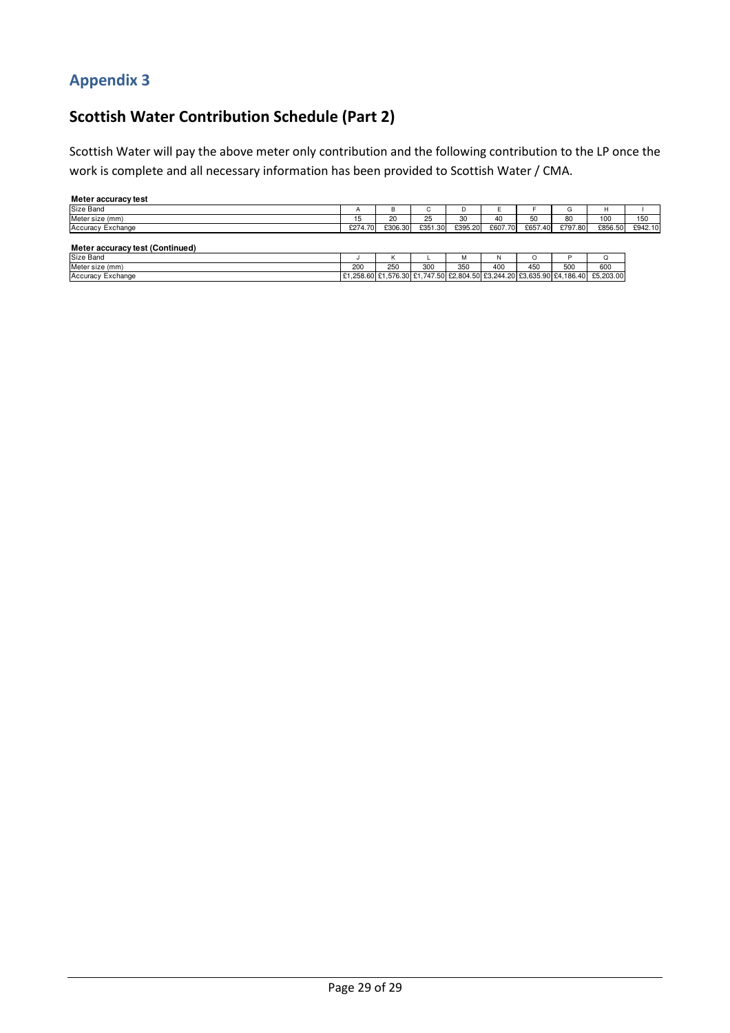## Appendix 3

## Scottish Water Contribution Schedule (Part 2)

Scottish Water will pay the above meter only contribution and the following contribution to the LP once the work is complete and all necessary information has been provided to Scottish Water / CMA.

**Meter accuracy test**

| Size Band | A | B | C | D | E | F | G | H | I |
|---|---|---|---|---|---|---|---|---|---|
| Meter size (mm) | 15 | 20 | 25 | 30 | 40 | 50 | 80 | 100 | 150 |
| Accuracy Exchange | £274.70 | £306.30 | £351.30 | £395.20 | £607.70 | £657.40 | £797.80 | £856.50 | £942.10 |

**Meter accuracy test (Continued)**

| Size Band | J | K | L | M | N | O | P | Q |
|---|---|---|---|---|---|---|---|---|
| Meter size (mm) | 200 | 250 | 300 | 350 | 400 | 450 | 500 | 600 |
| Accuracy Exchange | £1,258.60 | £1,576.30 | £1,747.50 | £2,804.50 | £3,244.20 | £3,635.90 | £4,186.40 | £5,203.00 |